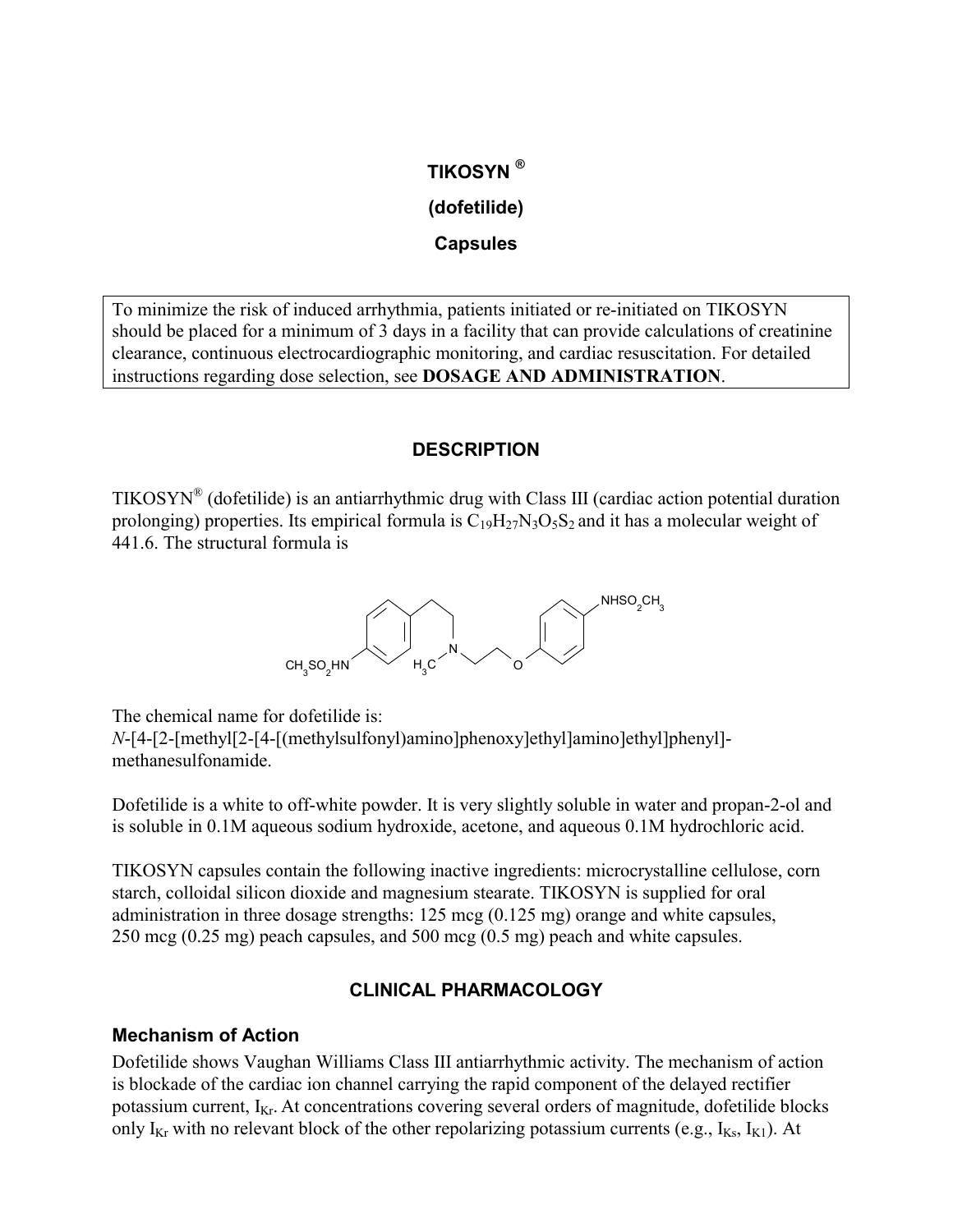# TIKOSYN®

# (dofetilide)

# Capsules

> To minimize the risk of induced arrhythmia, patients initiated or re-initiated on TIKOSYN should be placed for a minimum of 3 days in a facility that can provide calculations of creatinine clearance, continuous electrocardiographic monitoring, and cardiac resuscitation. For detailed instructions regarding dose selection, see **DOSAGE AND ADMINISTRATION**.

## DESCRIPTION

TIKOSYN® (dofetilide) is an antiarrhythmic drug with Class III (cardiac action potential duration prolonging) properties. Its empirical formula is $C_{19}H_{27}N_3O_5S_2$ and it has a molecular weight of 441.6. The structural formula is

$CH_3SO_2HN$ — $H_3C$ — N — O — $NHSO_2CH_3$

The chemical name for dofetilide is:
*N*-[4-[2-[methyl[2-[4-[(methylsulfonyl)amino]phenoxy]ethyl]amino]ethyl]phenyl]-methanesulfonamide.

Dofetilide is a white to off-white powder. It is very slightly soluble in water and propan-2-ol and is soluble in 0.1M aqueous sodium hydroxide, acetone, and aqueous 0.1M hydrochloric acid.

TIKOSYN capsules contain the following inactive ingredients: microcrystalline cellulose, corn starch, colloidal silicon dioxide and magnesium stearate. TIKOSYN is supplied for oral administration in three dosage strengths: 125 mcg (0.125 mg) orange and white capsules, 250 mcg (0.25 mg) peach capsules, and 500 mcg (0.5 mg) peach and white capsules.

## CLINICAL PHARMACOLOGY

### Mechanism of Action

Dofetilide shows Vaughan Williams Class III antiarrhythmic activity. The mechanism of action is blockade of the cardiac ion channel carrying the rapid component of the delayed rectifier potassium current, $I_{Kr}$. At concentrations covering several orders of magnitude, dofetilide blocks only $I_{Kr}$ with no relevant block of the other repolarizing potassium currents (e.g., $I_{Ks}$, $I_{K1}$). At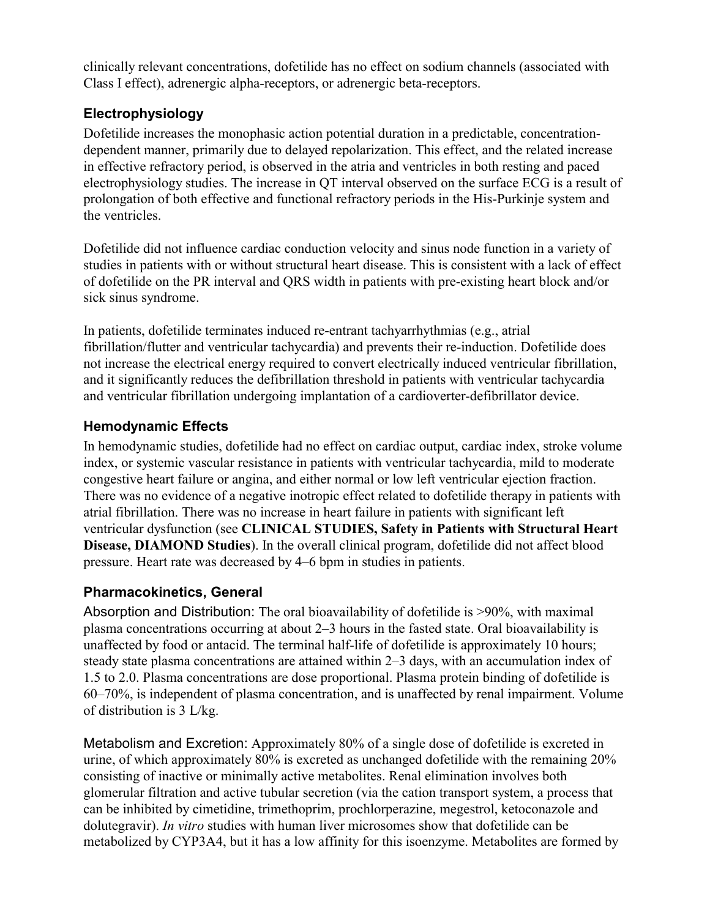clinically relevant concentrations, dofetilide has no effect on sodium channels (associated with Class I effect), adrenergic alpha-receptors, or adrenergic beta-receptors.

## Electrophysiology

Dofetilide increases the monophasic action potential duration in a predictable, concentration-dependent manner, primarily due to delayed repolarization. This effect, and the related increase in effective refractory period, is observed in the atria and ventricles in both resting and paced electrophysiology studies. The increase in QT interval observed on the surface ECG is a result of prolongation of both effective and functional refractory periods in the His-Purkinje system and the ventricles.

Dofetilide did not influence cardiac conduction velocity and sinus node function in a variety of studies in patients with or without structural heart disease. This is consistent with a lack of effect of dofetilide on the PR interval and QRS width in patients with pre-existing heart block and/or sick sinus syndrome.

In patients, dofetilide terminates induced re-entrant tachyarrhythmias (e.g., atrial fibrillation/flutter and ventricular tachycardia) and prevents their re-induction. Dofetilide does not increase the electrical energy required to convert electrically induced ventricular fibrillation, and it significantly reduces the defibrillation threshold in patients with ventricular tachycardia and ventricular fibrillation undergoing implantation of a cardioverter-defibrillator device.

## Hemodynamic Effects

In hemodynamic studies, dofetilide had no effect on cardiac output, cardiac index, stroke volume index, or systemic vascular resistance in patients with ventricular tachycardia, mild to moderate congestive heart failure or angina, and either normal or low left ventricular ejection fraction. There was no evidence of a negative inotropic effect related to dofetilide therapy in patients with atrial fibrillation. There was no increase in heart failure in patients with significant left ventricular dysfunction (see **CLINICAL STUDIES, Safety in Patients with Structural Heart Disease, DIAMOND Studies**). In the overall clinical program, dofetilide did not affect blood pressure. Heart rate was decreased by 4–6 bpm in studies in patients.

## Pharmacokinetics, General

Absorption and Distribution: The oral bioavailability of dofetilide is >90%, with maximal plasma concentrations occurring at about 2–3 hours in the fasted state. Oral bioavailability is unaffected by food or antacid. The terminal half-life of dofetilide is approximately 10 hours; steady state plasma concentrations are attained within 2–3 days, with an accumulation index of 1.5 to 2.0. Plasma concentrations are dose proportional. Plasma protein binding of dofetilide is 60–70%, is independent of plasma concentration, and is unaffected by renal impairment. Volume of distribution is 3 L/kg.

Metabolism and Excretion: Approximately 80% of a single dose of dofetilide is excreted in urine, of which approximately 80% is excreted as unchanged dofetilide with the remaining 20% consisting of inactive or minimally active metabolites. Renal elimination involves both glomerular filtration and active tubular secretion (via the cation transport system, a process that can be inhibited by cimetidine, trimethoprim, prochlorperazine, megestrol, ketoconazole and dolutegravir). *In vitro* studies with human liver microsomes show that dofetilide can be metabolized by CYP3A4, but it has a low affinity for this isoenzyme. Metabolites are formed by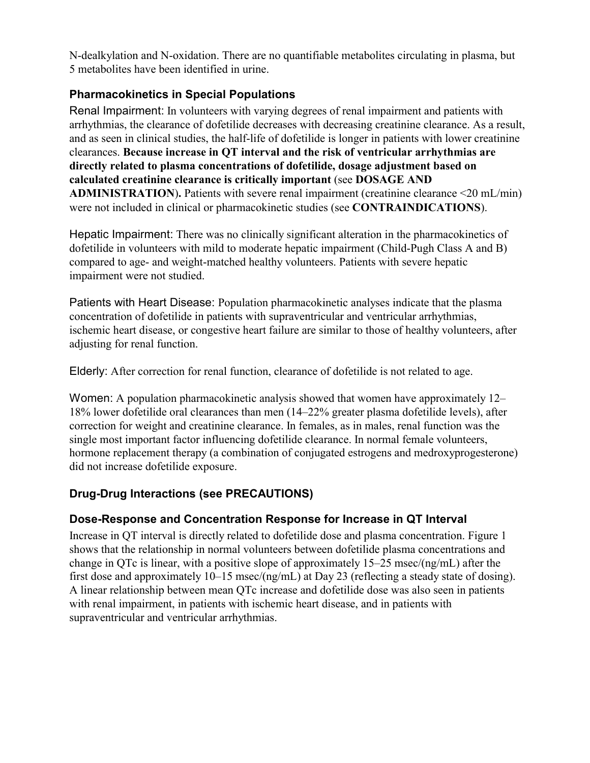N-dealkylation and N-oxidation. There are no quantifiable metabolites circulating in plasma, but 5 metabolites have been identified in urine.

### Pharmacokinetics in Special Populations

Renal Impairment: In volunteers with varying degrees of renal impairment and patients with arrhythmias, the clearance of dofetilide decreases with decreasing creatinine clearance. As a result, and as seen in clinical studies, the half-life of dofetilide is longer in patients with lower creatinine clearances. **Because increase in QT interval and the risk of ventricular arrhythmias are directly related to plasma concentrations of dofetilide, dosage adjustment based on calculated creatinine clearance is critically important** (see **DOSAGE AND ADMINISTRATION**)**.** Patients with severe renal impairment (creatinine clearance <20 mL/min) were not included in clinical or pharmacokinetic studies (see **CONTRAINDICATIONS**).

Hepatic Impairment: There was no clinically significant alteration in the pharmacokinetics of dofetilide in volunteers with mild to moderate hepatic impairment (Child-Pugh Class A and B) compared to age- and weight-matched healthy volunteers. Patients with severe hepatic impairment were not studied.

Patients with Heart Disease: Population pharmacokinetic analyses indicate that the plasma concentration of dofetilide in patients with supraventricular and ventricular arrhythmias, ischemic heart disease, or congestive heart failure are similar to those of healthy volunteers, after adjusting for renal function.

Elderly: After correction for renal function, clearance of dofetilide is not related to age.

Women: A population pharmacokinetic analysis showed that women have approximately 12–18% lower dofetilide oral clearances than men (14–22% greater plasma dofetilide levels), after correction for weight and creatinine clearance. In females, as in males, renal function was the single most important factor influencing dofetilide clearance. In normal female volunteers, hormone replacement therapy (a combination of conjugated estrogens and medroxyprogesterone) did not increase dofetilide exposure.

### Drug-Drug Interactions (see PRECAUTIONS)

### Dose-Response and Concentration Response for Increase in QT Interval

Increase in QT interval is directly related to dofetilide dose and plasma concentration. Figure 1 shows that the relationship in normal volunteers between dofetilide plasma concentrations and change in QTc is linear, with a positive slope of approximately 15–25 msec/(ng/mL) after the first dose and approximately 10–15 msec/(ng/mL) at Day 23 (reflecting a steady state of dosing). A linear relationship between mean QTc increase and dofetilide dose was also seen in patients with renal impairment, in patients with ischemic heart disease, and in patients with supraventricular and ventricular arrhythmias.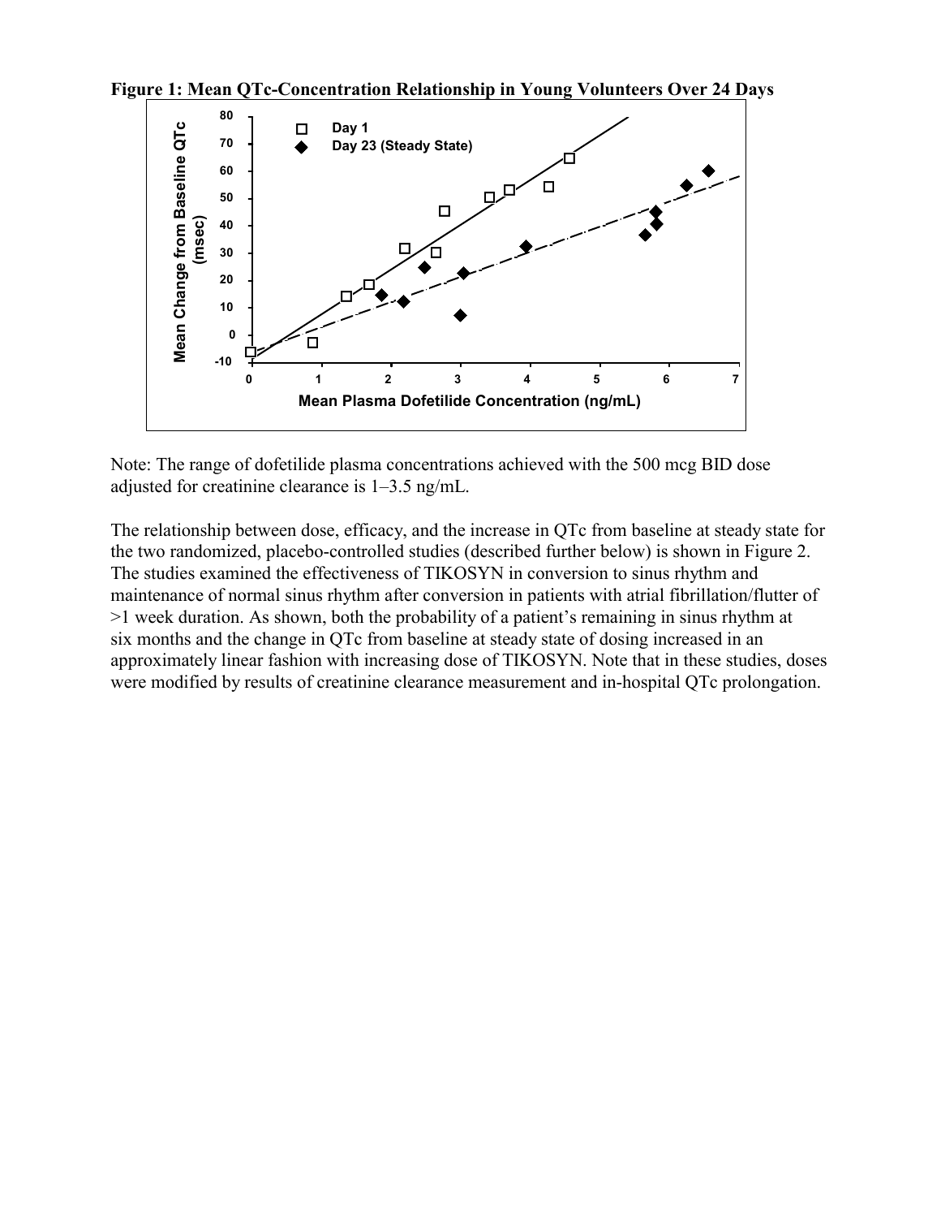**Figure 1: Mean QTc-Concentration Relationship in Young Volunteers Over 24 Days**

Note: The range of dofetilide plasma concentrations achieved with the 500 mcg BID dose adjusted for creatinine clearance is 1–3.5 ng/mL.

The relationship between dose, efficacy, and the increase in QTc from baseline at steady state for the two randomized, placebo-controlled studies (described further below) is shown in Figure 2. The studies examined the effectiveness of TIKOSYN in conversion to sinus rhythm and maintenance of normal sinus rhythm after conversion in patients with atrial fibrillation/flutter of >1 week duration. As shown, both the probability of a patient's remaining in sinus rhythm at six months and the change in QTc from baseline at steady state of dosing increased in an approximately linear fashion with increasing dose of TIKOSYN. Note that in these studies, doses were modified by results of creatinine clearance measurement and in-hospital QTc prolongation.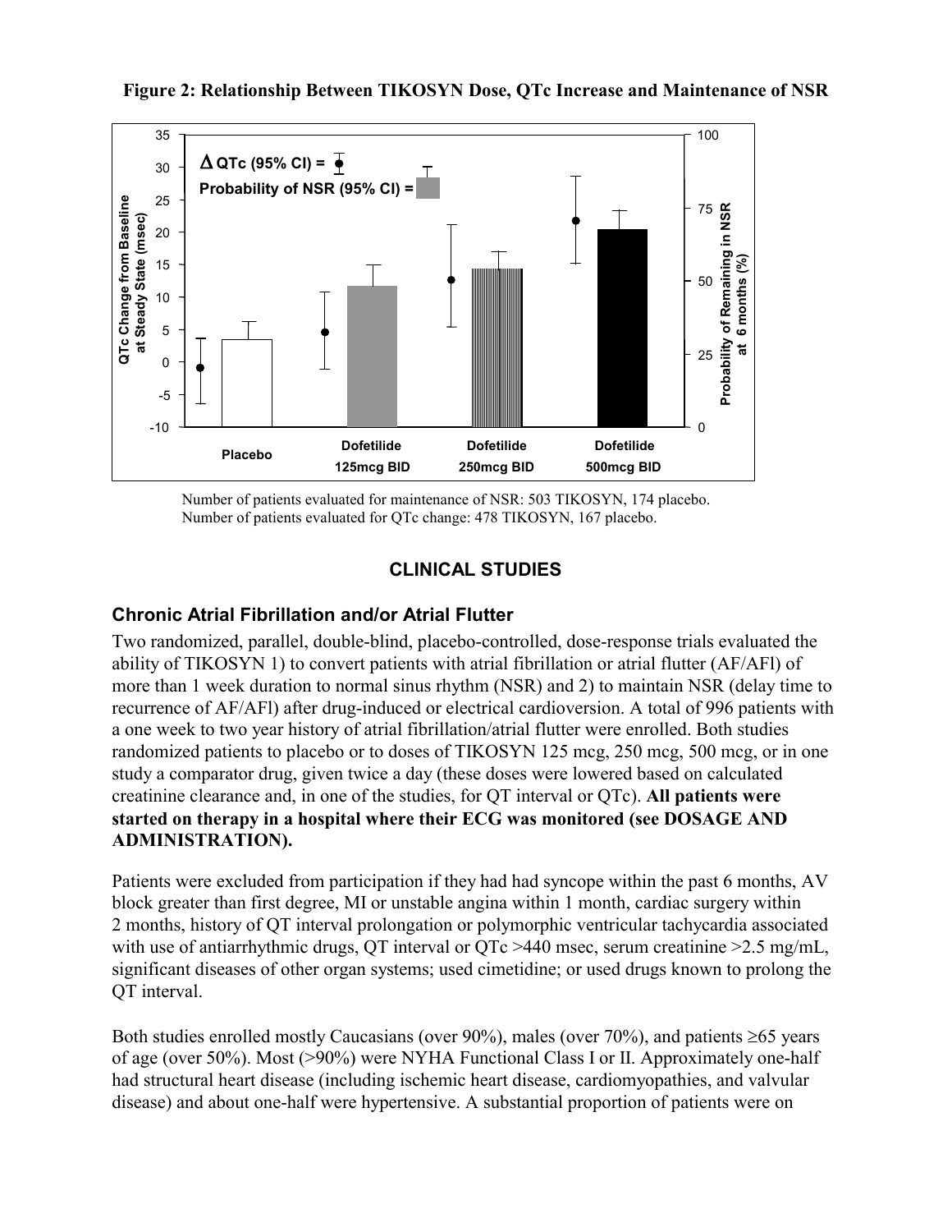**Figure 2: Relationship Between TIKOSYN Dose, QTc Increase and Maintenance of NSR**

Number of patients evaluated for maintenance of NSR: 503 TIKOSYN, 174 placebo.
Number of patients evaluated for QTc change: 478 TIKOSYN, 167 placebo.

## CLINICAL STUDIES

### Chronic Atrial Fibrillation and/or Atrial Flutter

Two randomized, parallel, double-blind, placebo-controlled, dose-response trials evaluated the ability of TIKOSYN 1) to convert patients with atrial fibrillation or atrial flutter (AF/AFl) of more than 1 week duration to normal sinus rhythm (NSR) and 2) to maintain NSR (delay time to recurrence of AF/AFl) after drug-induced or electrical cardioversion. A total of 996 patients with a one week to two year history of atrial fibrillation/atrial flutter were enrolled. Both studies randomized patients to placebo or to doses of TIKOSYN 125 mcg, 250 mcg, 500 mcg, or in one study a comparator drug, given twice a day (these doses were lowered based on calculated creatinine clearance and, in one of the studies, for QT interval or QTc). **All patients were started on therapy in a hospital where their ECG was monitored (see DOSAGE AND ADMINISTRATION).**

Patients were excluded from participation if they had had syncope within the past 6 months, AV block greater than first degree, MI or unstable angina within 1 month, cardiac surgery within 2 months, history of QT interval prolongation or polymorphic ventricular tachycardia associated with use of antiarrhythmic drugs, QT interval or QTc >440 msec, serum creatinine >2.5 mg/mL, significant diseases of other organ systems; used cimetidine; or used drugs known to prolong the QT interval.

Both studies enrolled mostly Caucasians (over 90%), males (over 70%), and patients ≥65 years of age (over 50%). Most (>90%) were NYHA Functional Class I or II. Approximately one-half had structural heart disease (including ischemic heart disease, cardiomyopathies, and valvular disease) and about one-half were hypertensive. A substantial proportion of patients were on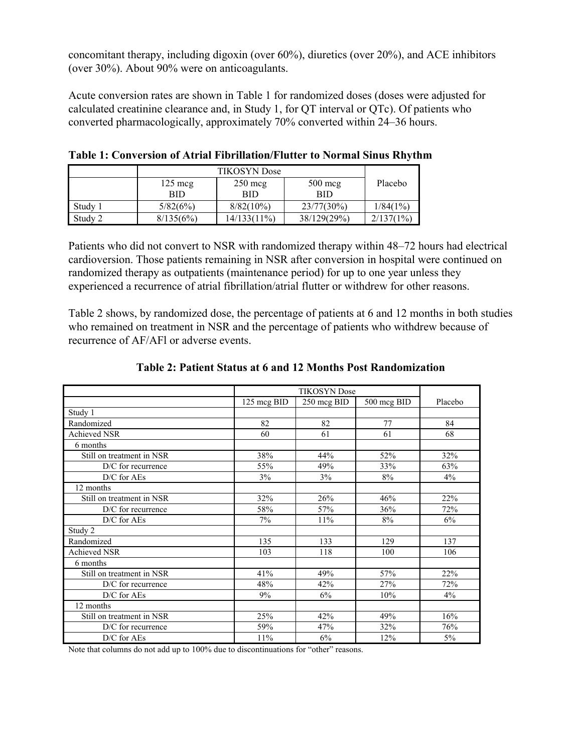concomitant therapy, including digoxin (over 60%), diuretics (over 20%), and ACE inhibitors (over 30%). About 90% were on anticoagulants.

Acute conversion rates are shown in Table 1 for randomized doses (doses were adjusted for calculated creatinine clearance and, in Study 1, for QT interval or QTc). Of patients who converted pharmacologically, approximately 70% converted within 24–36 hours.

**Table 1: Conversion of Atrial Fibrillation/Flutter to Normal Sinus Rhythm**

| | TIKOSYN Dose | | | |
|---|---|---|---|---|
| | 125 mcg BID | 250 mcg BID | 500 mcg BID | Placebo |
| Study 1 | 5/82(6%) | 8/82(10%) | 23/77(30%) | 1/84(1%) |
| Study 2 | 8/135(6%) | 14/133(11%) | 38/129(29%) | 2/137(1%) |

Patients who did not convert to NSR with randomized therapy within 48–72 hours had electrical cardioversion. Those patients remaining in NSR after conversion in hospital were continued on randomized therapy as outpatients (maintenance period) for up to one year unless they experienced a recurrence of atrial fibrillation/atrial flutter or withdrew for other reasons.

Table 2 shows, by randomized dose, the percentage of patients at 6 and 12 months in both studies who remained on treatment in NSR and the percentage of patients who withdrew because of recurrence of AF/AFl or adverse events.

**Table 2: Patient Status at 6 and 12 Months Post Randomization**

| | TIKOSYN Dose | | | |
|---|---|---|---|---|
| | 125 mcg BID | 250 mcg BID | 500 mcg BID | Placebo |
| Study 1 | | | | |
| Randomized | 82 | 82 | 77 | 84 |
| Achieved NSR | 60 | 61 | 61 | 68 |
| 6 months | | | | |
| Still on treatment in NSR | 38% | 44% | 52% | 32% |
| D/C for recurrence | 55% | 49% | 33% | 63% |
| D/C for AEs | 3% | 3% | 8% | 4% |
| 12 months | | | | |
| Still on treatment in NSR | 32% | 26% | 46% | 22% |
| D/C for recurrence | 58% | 57% | 36% | 72% |
| D/C for AEs | 7% | 11% | 8% | 6% |
| Study 2 | | | | |
| Randomized | 135 | 133 | 129 | 137 |
| Achieved NSR | 103 | 118 | 100 | 106 |
| 6 months | | | | |
| Still on treatment in NSR | 41% | 49% | 57% | 22% |
| D/C for recurrence | 48% | 42% | 27% | 72% |
| D/C for AEs | 9% | 6% | 10% | 4% |
| 12 months | | | | |
| Still on treatment in NSR | 25% | 42% | 49% | 16% |
| D/C for recurrence | 59% | 47% | 32% | 76% |
| D/C for AEs | 11% | 6% | 12% | 5% |

Note that columns do not add up to 100% due to discontinuations for "other" reasons.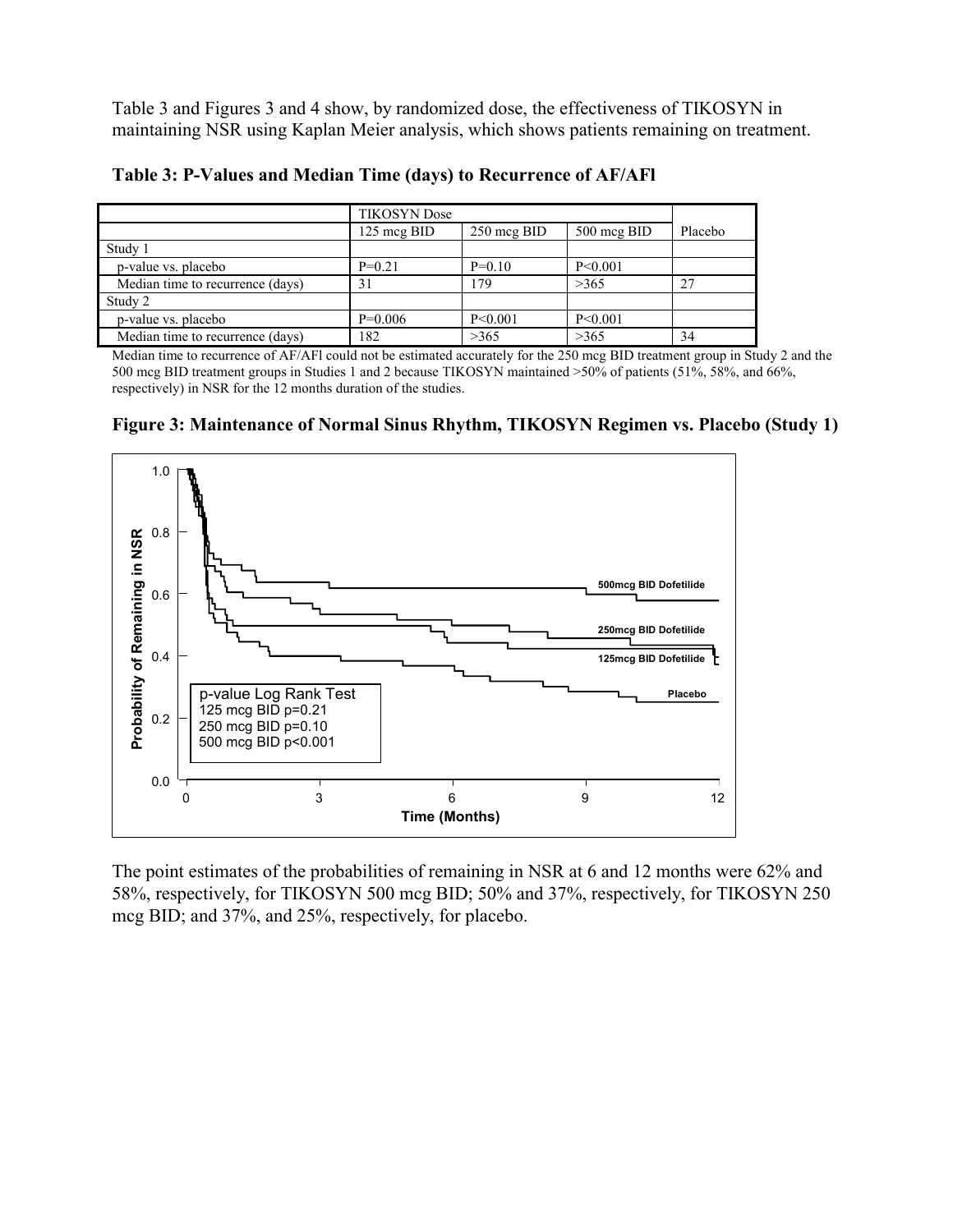Table 3 and Figures 3 and 4 show, by randomized dose, the effectiveness of TIKOSYN in maintaining NSR using Kaplan Meier analysis, which shows patients remaining on treatment.

**Table 3: P-Values and Median Time (days) to Recurrence of AF/AFl**

| | TIKOSYN Dose | | | |
|---|---|---|---|---|
| | 125 mcg BID | 250 mcg BID | 500 mcg BID | Placebo |
| Study 1 | | | | |
| p-value vs. placebo | P=0.21 | P=0.10 | P<0.001 | |
| Median time to recurrence (days) | 31 | 179 | >365 | 27 |
| Study 2 | | | | |
| p-value vs. placebo | P=0.006 | P<0.001 | P<0.001 | |
| Median time to recurrence (days) | 182 | >365 | >365 | 34 |

Median time to recurrence of AF/AFl could not be estimated accurately for the 250 mcg BID treatment group in Study 2 and the 500 mcg BID treatment groups in Studies 1 and 2 because TIKOSYN maintained >50% of patients (51%, 58%, and 66%, respectively) in NSR for the 12 months duration of the studies.

**Figure 3: Maintenance of Normal Sinus Rhythm, TIKOSYN Regimen vs. Placebo (Study 1)**

The point estimates of the probabilities of remaining in NSR at 6 and 12 months were 62% and 58%, respectively, for TIKOSYN 500 mcg BID; 50% and 37%, respectively, for TIKOSYN 250 mcg BID; and 37%, and 25%, respectively, for placebo.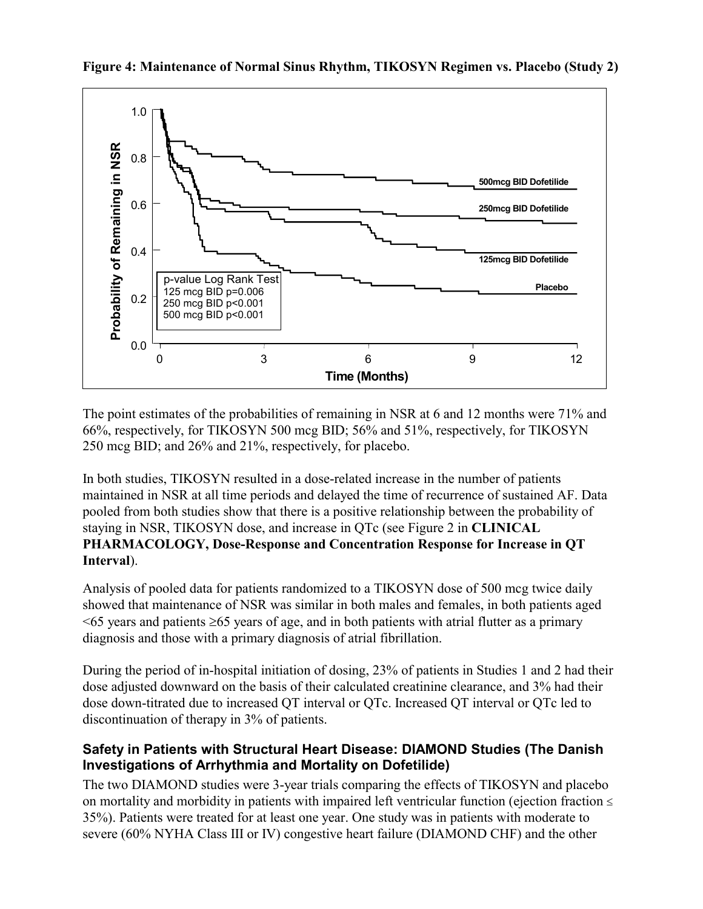**Figure 4: Maintenance of Normal Sinus Rhythm, TIKOSYN Regimen vs. Placebo (Study 2)**

The point estimates of the probabilities of remaining in NSR at 6 and 12 months were 71% and 66%, respectively, for TIKOSYN 500 mcg BID; 56% and 51%, respectively, for TIKOSYN 250 mcg BID; and 26% and 21%, respectively, for placebo.

In both studies, TIKOSYN resulted in a dose-related increase in the number of patients maintained in NSR at all time periods and delayed the time of recurrence of sustained AF. Data pooled from both studies show that there is a positive relationship between the probability of staying in NSR, TIKOSYN dose, and increase in QTc (see Figure 2 in **CLINICAL PHARMACOLOGY, Dose-Response and Concentration Response for Increase in QT Interval**).

Analysis of pooled data for patients randomized to a TIKOSYN dose of 500 mcg twice daily showed that maintenance of NSR was similar in both males and females, in both patients aged <65 years and patients ≥65 years of age, and in both patients with atrial flutter as a primary diagnosis and those with a primary diagnosis of atrial fibrillation.

During the period of in-hospital initiation of dosing, 23% of patients in Studies 1 and 2 had their dose adjusted downward on the basis of their calculated creatinine clearance, and 3% had their dose down-titrated due to increased QT interval or QTc. Increased QT interval or QTc led to discontinuation of therapy in 3% of patients.

### Safety in Patients with Structural Heart Disease: DIAMOND Studies (The Danish Investigations of Arrhythmia and Mortality on Dofetilide)

The two DIAMOND studies were 3-year trials comparing the effects of TIKOSYN and placebo on mortality and morbidity in patients with impaired left ventricular function (ejection fraction ≤ 35%). Patients were treated for at least one year. One study was in patients with moderate to severe (60% NYHA Class III or IV) congestive heart failure (DIAMOND CHF) and the other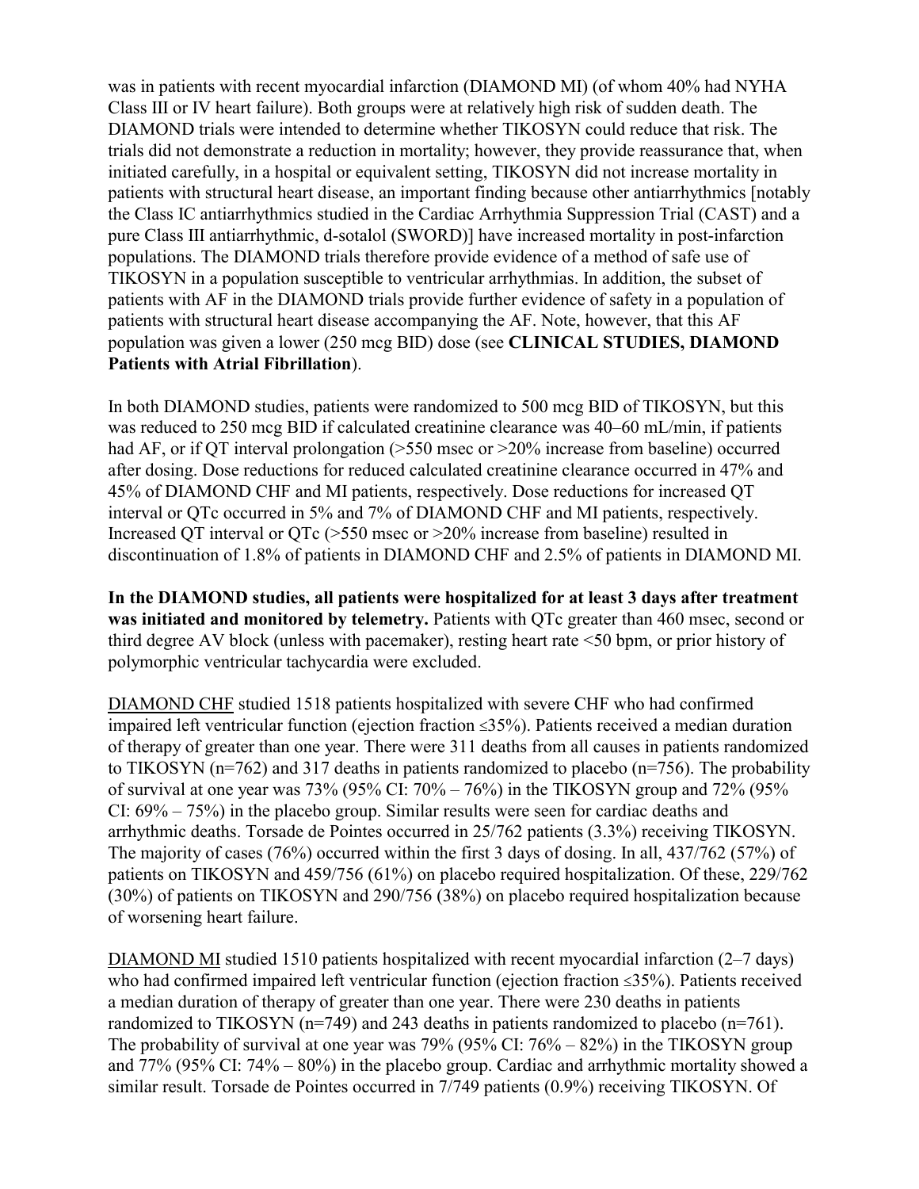was in patients with recent myocardial infarction (DIAMOND MI) (of whom 40% had NYHA Class III or IV heart failure). Both groups were at relatively high risk of sudden death. The DIAMOND trials were intended to determine whether TIKOSYN could reduce that risk. The trials did not demonstrate a reduction in mortality; however, they provide reassurance that, when initiated carefully, in a hospital or equivalent setting, TIKOSYN did not increase mortality in patients with structural heart disease, an important finding because other antiarrhythmics [notably the Class IC antiarrhythmics studied in the Cardiac Arrhythmia Suppression Trial (CAST) and a pure Class III antiarrhythmic, d-sotalol (SWORD)] have increased mortality in post-infarction populations. The DIAMOND trials therefore provide evidence of a method of safe use of TIKOSYN in a population susceptible to ventricular arrhythmias. In addition, the subset of patients with AF in the DIAMOND trials provide further evidence of safety in a population of patients with structural heart disease accompanying the AF. Note, however, that this AF population was given a lower (250 mcg BID) dose (see **CLINICAL STUDIES, DIAMOND Patients with Atrial Fibrillation**).

In both DIAMOND studies, patients were randomized to 500 mcg BID of TIKOSYN, but this was reduced to 250 mcg BID if calculated creatinine clearance was 40–60 mL/min, if patients had AF, or if QT interval prolongation (>550 msec or >20% increase from baseline) occurred after dosing. Dose reductions for reduced calculated creatinine clearance occurred in 47% and 45% of DIAMOND CHF and MI patients, respectively. Dose reductions for increased QT interval or QTc occurred in 5% and 7% of DIAMOND CHF and MI patients, respectively. Increased QT interval or QTc (>550 msec or >20% increase from baseline) resulted in discontinuation of 1.8% of patients in DIAMOND CHF and 2.5% of patients in DIAMOND MI.

**In the DIAMOND studies, all patients were hospitalized for at least 3 days after treatment was initiated and monitored by telemetry.** Patients with QTc greater than 460 msec, second or third degree AV block (unless with pacemaker), resting heart rate <50 bpm, or prior history of polymorphic ventricular tachycardia were excluded.

DIAMOND CHF studied 1518 patients hospitalized with severe CHF who had confirmed impaired left ventricular function (ejection fraction ≤35%). Patients received a median duration of therapy of greater than one year. There were 311 deaths from all causes in patients randomized to TIKOSYN (n=762) and 317 deaths in patients randomized to placebo (n=756). The probability of survival at one year was 73% (95% CI: 70% – 76%) in the TIKOSYN group and 72% (95% CI: 69% – 75%) in the placebo group. Similar results were seen for cardiac deaths and arrhythmic deaths. Torsade de Pointes occurred in 25/762 patients (3.3%) receiving TIKOSYN. The majority of cases (76%) occurred within the first 3 days of dosing. In all, 437/762 (57%) of patients on TIKOSYN and 459/756 (61%) on placebo required hospitalization. Of these, 229/762 (30%) of patients on TIKOSYN and 290/756 (38%) on placebo required hospitalization because of worsening heart failure.

DIAMOND MI studied 1510 patients hospitalized with recent myocardial infarction (2–7 days) who had confirmed impaired left ventricular function (ejection fraction ≤35%). Patients received a median duration of therapy of greater than one year. There were 230 deaths in patients randomized to TIKOSYN (n=749) and 243 deaths in patients randomized to placebo (n=761). The probability of survival at one year was 79% (95% CI: 76% – 82%) in the TIKOSYN group and 77% (95% CI: 74% – 80%) in the placebo group. Cardiac and arrhythmic mortality showed a similar result. Torsade de Pointes occurred in 7/749 patients (0.9%) receiving TIKOSYN. Of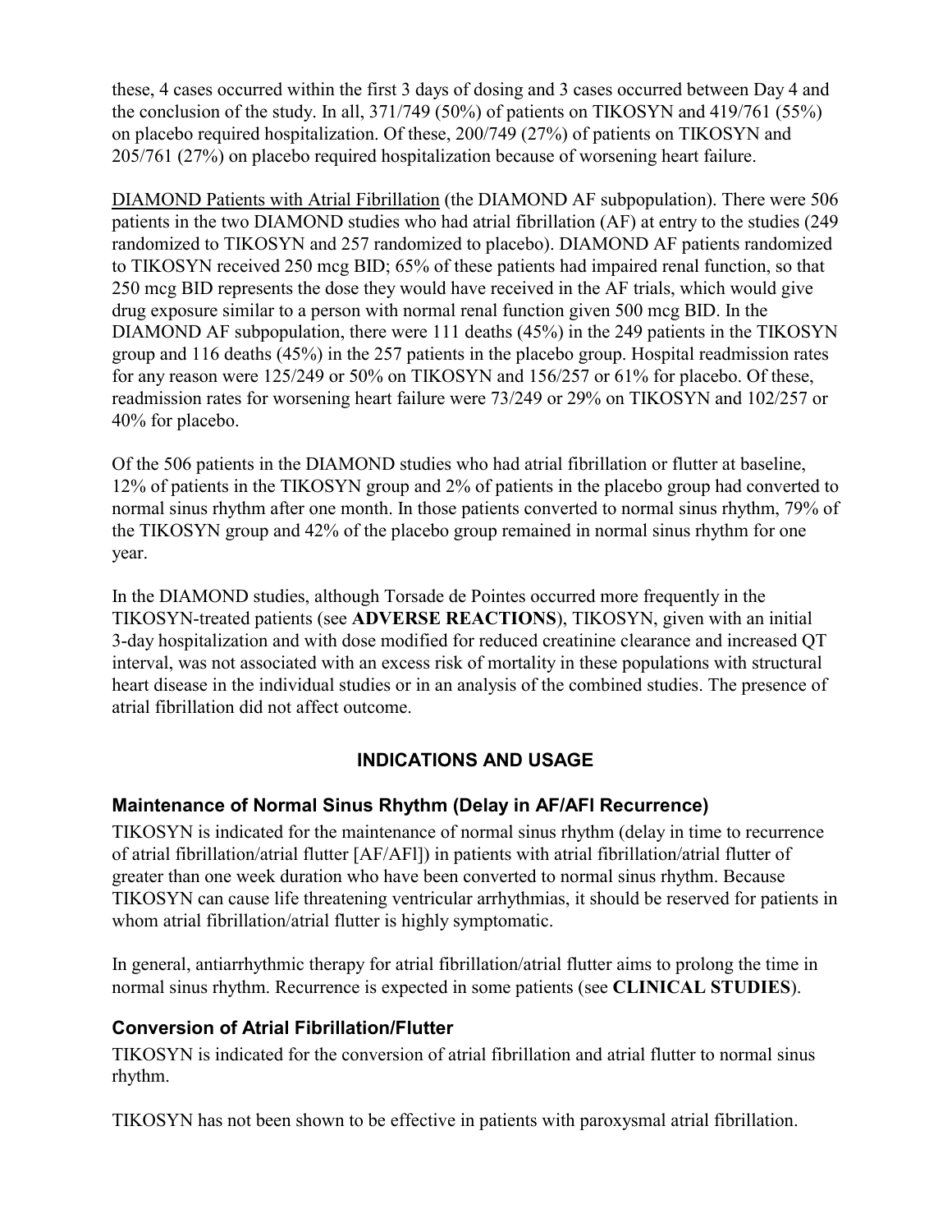these, 4 cases occurred within the first 3 days of dosing and 3 cases occurred between Day 4 and the conclusion of the study. In all, 371/749 (50%) of patients on TIKOSYN and 419/761 (55%) on placebo required hospitalization. Of these, 200/749 (27%) of patients on TIKOSYN and 205/761 (27%) on placebo required hospitalization because of worsening heart failure.

DIAMOND Patients with Atrial Fibrillation (the DIAMOND AF subpopulation). There were 506 patients in the two DIAMOND studies who had atrial fibrillation (AF) at entry to the studies (249 randomized to TIKOSYN and 257 randomized to placebo). DIAMOND AF patients randomized to TIKOSYN received 250 mcg BID; 65% of these patients had impaired renal function, so that 250 mcg BID represents the dose they would have received in the AF trials, which would give drug exposure similar to a person with normal renal function given 500 mcg BID. In the DIAMOND AF subpopulation, there were 111 deaths (45%) in the 249 patients in the TIKOSYN group and 116 deaths (45%) in the 257 patients in the placebo group. Hospital readmission rates for any reason were 125/249 or 50% on TIKOSYN and 156/257 or 61% for placebo. Of these, readmission rates for worsening heart failure were 73/249 or 29% on TIKOSYN and 102/257 or 40% for placebo.

Of the 506 patients in the DIAMOND studies who had atrial fibrillation or flutter at baseline, 12% of patients in the TIKOSYN group and 2% of patients in the placebo group had converted to normal sinus rhythm after one month. In those patients converted to normal sinus rhythm, 79% of the TIKOSYN group and 42% of the placebo group remained in normal sinus rhythm for one year.

In the DIAMOND studies, although Torsade de Pointes occurred more frequently in the TIKOSYN-treated patients (see **ADVERSE REACTIONS**), TIKOSYN, given with an initial 3-day hospitalization and with dose modified for reduced creatinine clearance and increased QT interval, was not associated with an excess risk of mortality in these populations with structural heart disease in the individual studies or in an analysis of the combined studies. The presence of atrial fibrillation did not affect outcome.

## INDICATIONS AND USAGE

### Maintenance of Normal Sinus Rhythm (Delay in AF/AFl Recurrence)

TIKOSYN is indicated for the maintenance of normal sinus rhythm (delay in time to recurrence of atrial fibrillation/atrial flutter [AF/AFl]) in patients with atrial fibrillation/atrial flutter of greater than one week duration who have been converted to normal sinus rhythm. Because TIKOSYN can cause life threatening ventricular arrhythmias, it should be reserved for patients in whom atrial fibrillation/atrial flutter is highly symptomatic.

In general, antiarrhythmic therapy for atrial fibrillation/atrial flutter aims to prolong the time in normal sinus rhythm. Recurrence is expected in some patients (see **CLINICAL STUDIES**).

### Conversion of Atrial Fibrillation/Flutter

TIKOSYN is indicated for the conversion of atrial fibrillation and atrial flutter to normal sinus rhythm.

TIKOSYN has not been shown to be effective in patients with paroxysmal atrial fibrillation.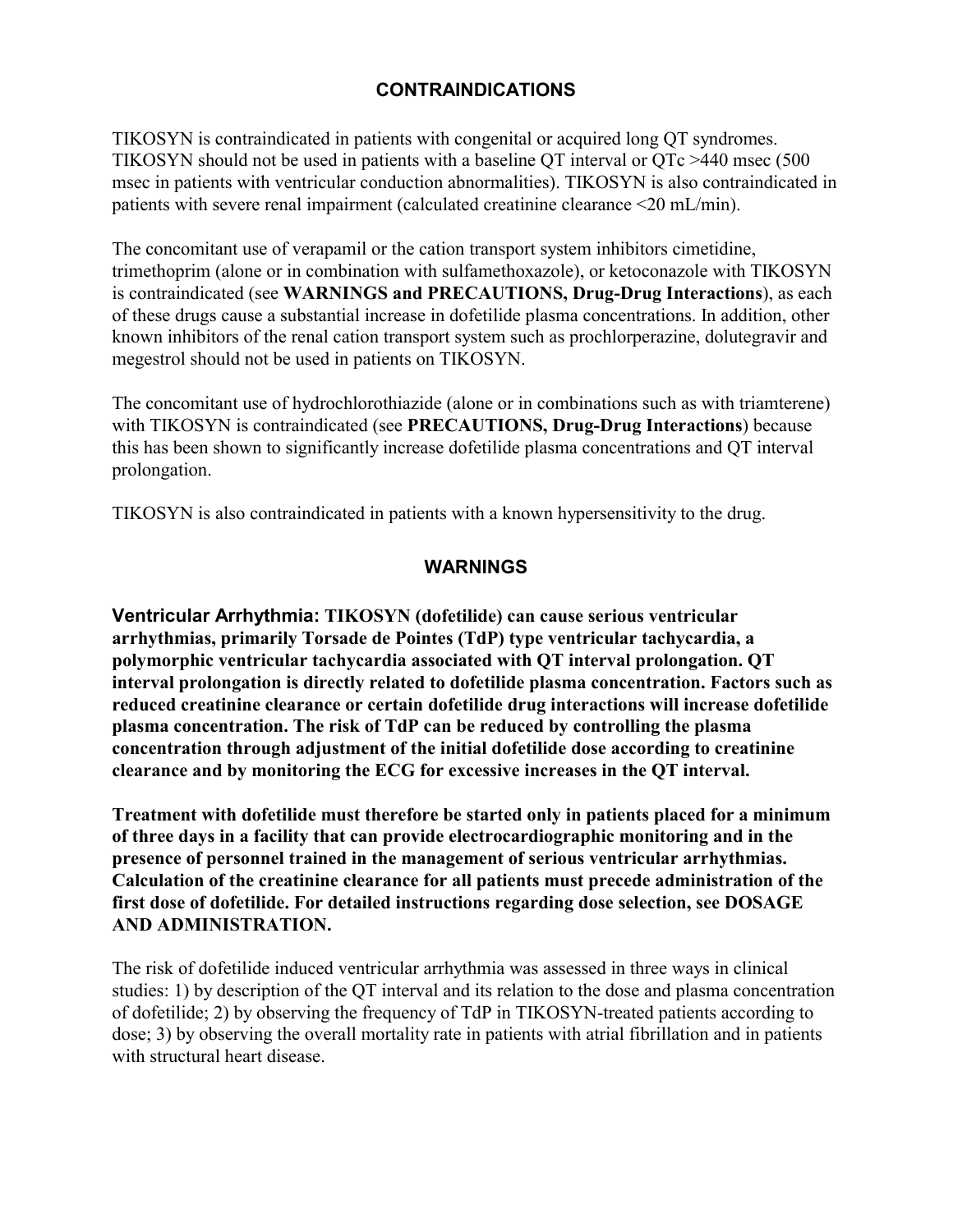## CONTRAINDICATIONS

TIKOSYN is contraindicated in patients with congenital or acquired long QT syndromes. TIKOSYN should not be used in patients with a baseline QT interval or QTc >440 msec (500 msec in patients with ventricular conduction abnormalities). TIKOSYN is also contraindicated in patients with severe renal impairment (calculated creatinine clearance <20 mL/min).

The concomitant use of verapamil or the cation transport system inhibitors cimetidine, trimethoprim (alone or in combination with sulfamethoxazole), or ketoconazole with TIKOSYN is contraindicated (see **WARNINGS and PRECAUTIONS, Drug-Drug Interactions**), as each of these drugs cause a substantial increase in dofetilide plasma concentrations. In addition, other known inhibitors of the renal cation transport system such as prochlorperazine, dolutegravir and megestrol should not be used in patients on TIKOSYN.

The concomitant use of hydrochlorothiazide (alone or in combinations such as with triamterene) with TIKOSYN is contraindicated (see **PRECAUTIONS, Drug-Drug Interactions**) because this has been shown to significantly increase dofetilide plasma concentrations and QT interval prolongation.

TIKOSYN is also contraindicated in patients with a known hypersensitivity to the drug.

## WARNINGS

**Ventricular Arrhythmia: TIKOSYN (dofetilide) can cause serious ventricular arrhythmias, primarily Torsade de Pointes (TdP) type ventricular tachycardia, a polymorphic ventricular tachycardia associated with QT interval prolongation. QT interval prolongation is directly related to dofetilide plasma concentration. Factors such as reduced creatinine clearance or certain dofetilide drug interactions will increase dofetilide plasma concentration. The risk of TdP can be reduced by controlling the plasma concentration through adjustment of the initial dofetilide dose according to creatinine clearance and by monitoring the ECG for excessive increases in the QT interval.**

**Treatment with dofetilide must therefore be started only in patients placed for a minimum of three days in a facility that can provide electrocardiographic monitoring and in the presence of personnel trained in the management of serious ventricular arrhythmias. Calculation of the creatinine clearance for all patients must precede administration of the first dose of dofetilide. For detailed instructions regarding dose selection, see DOSAGE AND ADMINISTRATION.**

The risk of dofetilide induced ventricular arrhythmia was assessed in three ways in clinical studies: 1) by description of the QT interval and its relation to the dose and plasma concentration of dofetilide; 2) by observing the frequency of TdP in TIKOSYN-treated patients according to dose; 3) by observing the overall mortality rate in patients with atrial fibrillation and in patients with structural heart disease.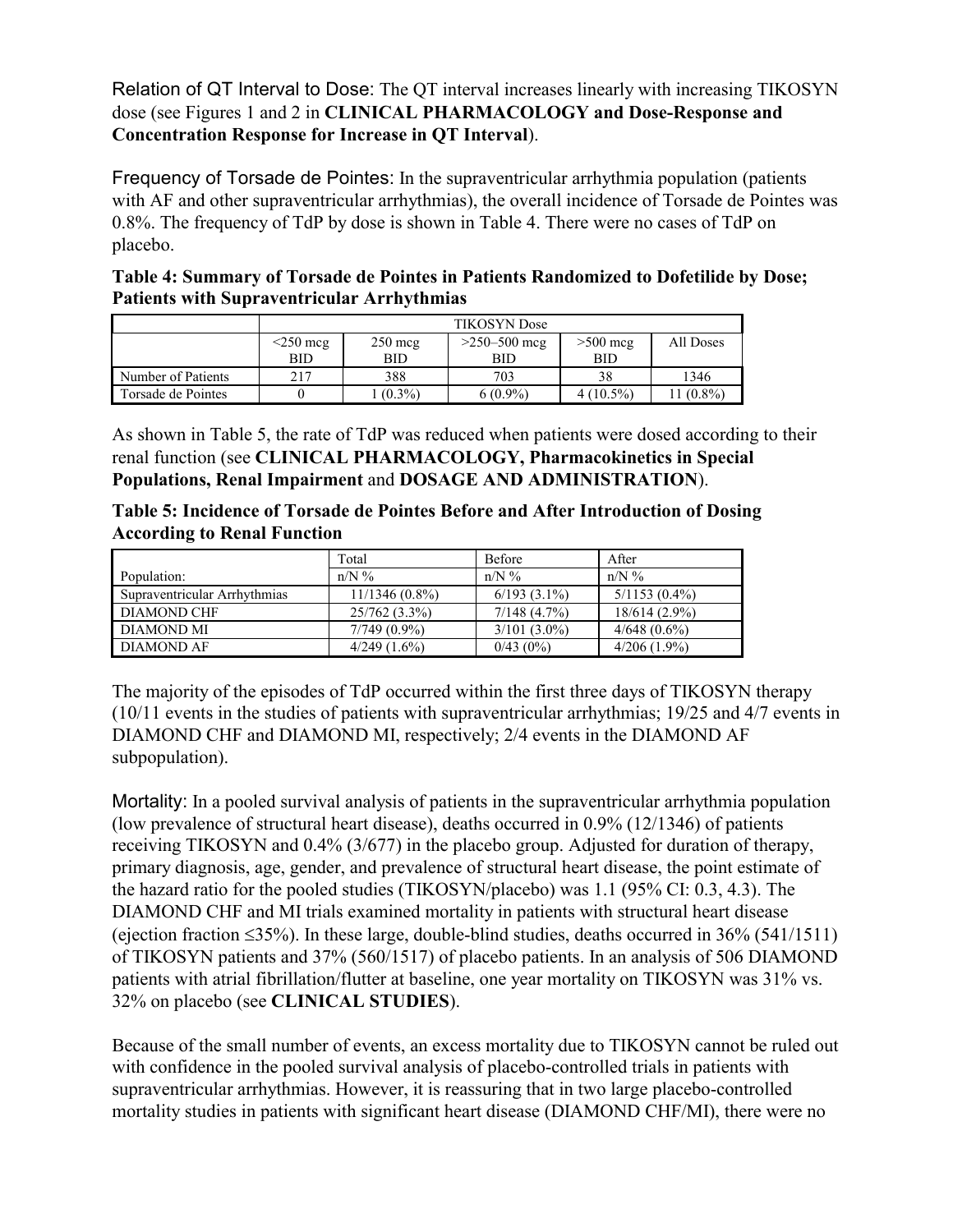Relation of QT Interval to Dose: The QT interval increases linearly with increasing TIKOSYN dose (see Figures 1 and 2 in **CLINICAL PHARMACOLOGY and Dose-Response and Concentration Response for Increase in QT Interval**).

Frequency of Torsade de Pointes: In the supraventricular arrhythmia population (patients with AF and other supraventricular arrhythmias), the overall incidence of Torsade de Pointes was 0.8%. The frequency of TdP by dose is shown in Table 4. There were no cases of TdP on placebo.

**Table 4: Summary of Torsade de Pointes in Patients Randomized to Dofetilide by Dose; Patients with Supraventricular Arrhythmias**

| | TIKOSYN Dose | | | | |
|---|---|---|---|---|---|
| | <250 mcg BID | 250 mcg BID | >250–500 mcg BID | >500 mcg BID | All Doses |
| Number of Patients | 217 | 388 | 703 | 38 | 1346 |
| Torsade de Pointes | 0 | 1 (0.3%) | 6 (0.9%) | 4 (10.5%) | 11 (0.8%) |

As shown in Table 5, the rate of TdP was reduced when patients were dosed according to their renal function (see **CLINICAL PHARMACOLOGY, Pharmacokinetics in Special Populations, Renal Impairment** and **DOSAGE AND ADMINISTRATION**).

**Table 5: Incidence of Torsade de Pointes Before and After Introduction of Dosing According to Renal Function**

| | Total | Before | After |
|---|---|---|---|
| Population: | n/N % | n/N % | n/N % |
| Supraventricular Arrhythmias | 11/1346 (0.8%) | 6/193 (3.1%) | 5/1153 (0.4%) |
| DIAMOND CHF | 25/762 (3.3%) | 7/148 (4.7%) | 18/614 (2.9%) |
| DIAMOND MI | 7/749 (0.9%) | 3/101 (3.0%) | 4/648 (0.6%) |
| DIAMOND AF | 4/249 (1.6%) | 0/43 (0%) | 4/206 (1.9%) |

The majority of the episodes of TdP occurred within the first three days of TIKOSYN therapy (10/11 events in the studies of patients with supraventricular arrhythmias; 19/25 and 4/7 events in DIAMOND CHF and DIAMOND MI, respectively; 2/4 events in the DIAMOND AF subpopulation).

Mortality: In a pooled survival analysis of patients in the supraventricular arrhythmia population (low prevalence of structural heart disease), deaths occurred in 0.9% (12/1346) of patients receiving TIKOSYN and 0.4% (3/677) in the placebo group. Adjusted for duration of therapy, primary diagnosis, age, gender, and prevalence of structural heart disease, the point estimate of the hazard ratio for the pooled studies (TIKOSYN/placebo) was 1.1 (95% CI: 0.3, 4.3). The DIAMOND CHF and MI trials examined mortality in patients with structural heart disease (ejection fraction ≤35%). In these large, double-blind studies, deaths occurred in 36% (541/1511) of TIKOSYN patients and 37% (560/1517) of placebo patients. In an analysis of 506 DIAMOND patients with atrial fibrillation/flutter at baseline, one year mortality on TIKOSYN was 31% vs. 32% on placebo (see **CLINICAL STUDIES**).

Because of the small number of events, an excess mortality due to TIKOSYN cannot be ruled out with confidence in the pooled survival analysis of placebo-controlled trials in patients with supraventricular arrhythmias. However, it is reassuring that in two large placebo-controlled mortality studies in patients with significant heart disease (DIAMOND CHF/MI), there were no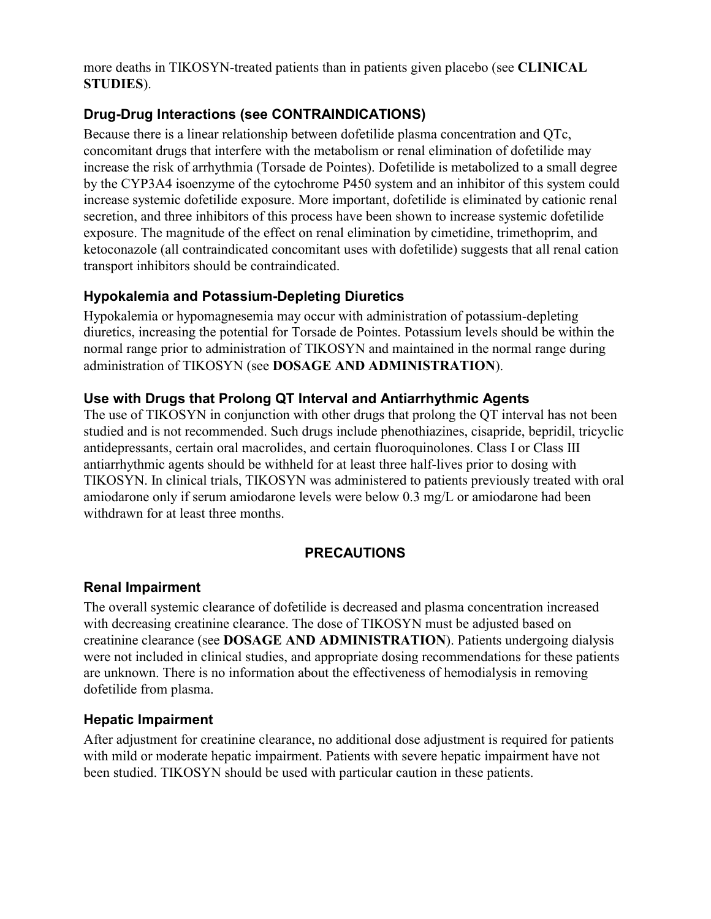more deaths in TIKOSYN-treated patients than in patients given placebo (see **CLINICAL STUDIES**).

### Drug-Drug Interactions (see CONTRAINDICATIONS)

Because there is a linear relationship between dofetilide plasma concentration and QTc, concomitant drugs that interfere with the metabolism or renal elimination of dofetilide may increase the risk of arrhythmia (Torsade de Pointes). Dofetilide is metabolized to a small degree by the CYP3A4 isoenzyme of the cytochrome P450 system and an inhibitor of this system could increase systemic dofetilide exposure. More important, dofetilide is eliminated by cationic renal secretion, and three inhibitors of this process have been shown to increase systemic dofetilide exposure. The magnitude of the effect on renal elimination by cimetidine, trimethoprim, and ketoconazole (all contraindicated concomitant uses with dofetilide) suggests that all renal cation transport inhibitors should be contraindicated.

### Hypokalemia and Potassium-Depleting Diuretics

Hypokalemia or hypomagnesemia may occur with administration of potassium-depleting diuretics, increasing the potential for Torsade de Pointes. Potassium levels should be within the normal range prior to administration of TIKOSYN and maintained in the normal range during administration of TIKOSYN (see **DOSAGE AND ADMINISTRATION**).

### Use with Drugs that Prolong QT Interval and Antiarrhythmic Agents

The use of TIKOSYN in conjunction with other drugs that prolong the QT interval has not been studied and is not recommended. Such drugs include phenothiazines, cisapride, bepridil, tricyclic antidepressants, certain oral macrolides, and certain fluoroquinolones. Class I or Class III antiarrhythmic agents should be withheld for at least three half-lives prior to dosing with TIKOSYN. In clinical trials, TIKOSYN was administered to patients previously treated with oral amiodarone only if serum amiodarone levels were below 0.3 mg/L or amiodarone had been withdrawn for at least three months.

## PRECAUTIONS

### Renal Impairment

The overall systemic clearance of dofetilide is decreased and plasma concentration increased with decreasing creatinine clearance. The dose of TIKOSYN must be adjusted based on creatinine clearance (see **DOSAGE AND ADMINISTRATION**). Patients undergoing dialysis were not included in clinical studies, and appropriate dosing recommendations for these patients are unknown. There is no information about the effectiveness of hemodialysis in removing dofetilide from plasma.

### Hepatic Impairment

After adjustment for creatinine clearance, no additional dose adjustment is required for patients with mild or moderate hepatic impairment. Patients with severe hepatic impairment have not been studied. TIKOSYN should be used with particular caution in these patients.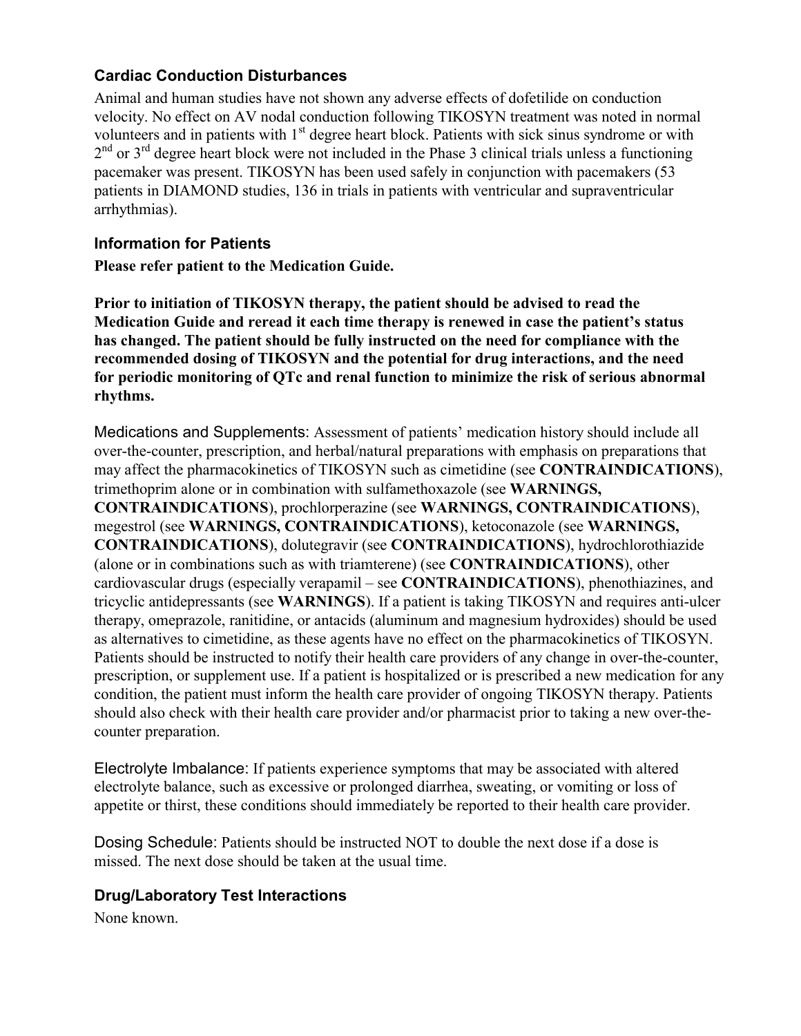### Cardiac Conduction Disturbances

Animal and human studies have not shown any adverse effects of dofetilide on conduction velocity. No effect on AV nodal conduction following TIKOSYN treatment was noted in normal volunteers and in patients with 1st degree heart block. Patients with sick sinus syndrome or with 2nd or 3rd degree heart block were not included in the Phase 3 clinical trials unless a functioning pacemaker was present. TIKOSYN has been used safely in conjunction with pacemakers (53 patients in DIAMOND studies, 136 in trials in patients with ventricular and supraventricular arrhythmias).

### Information for Patients

**Please refer patient to the Medication Guide.**

**Prior to initiation of TIKOSYN therapy, the patient should be advised to read the Medication Guide and reread it each time therapy is renewed in case the patient's status has changed. The patient should be fully instructed on the need for compliance with the recommended dosing of TIKOSYN and the potential for drug interactions, and the need for periodic monitoring of QTc and renal function to minimize the risk of serious abnormal rhythms.**

Medications and Supplements: Assessment of patients' medication history should include all over-the-counter, prescription, and herbal/natural preparations with emphasis on preparations that may affect the pharmacokinetics of TIKOSYN such as cimetidine (see **CONTRAINDICATIONS**), trimethoprim alone or in combination with sulfamethoxazole (see **WARNINGS, CONTRAINDICATIONS**), prochlorperazine (see **WARNINGS, CONTRAINDICATIONS**), megestrol (see **WARNINGS, CONTRAINDICATIONS**), ketoconazole (see **WARNINGS, CONTRAINDICATIONS**), dolutegravir (see **CONTRAINDICATIONS**), hydrochlorothiazide (alone or in combinations such as with triamterene) (see **CONTRAINDICATIONS**), other cardiovascular drugs (especially verapamil – see **CONTRAINDICATIONS**), phenothiazines, and tricyclic antidepressants (see **WARNINGS**). If a patient is taking TIKOSYN and requires anti-ulcer therapy, omeprazole, ranitidine, or antacids (aluminum and magnesium hydroxides) should be used as alternatives to cimetidine, as these agents have no effect on the pharmacokinetics of TIKOSYN. Patients should be instructed to notify their health care providers of any change in over-the-counter, prescription, or supplement use. If a patient is hospitalized or is prescribed a new medication for any condition, the patient must inform the health care provider of ongoing TIKOSYN therapy. Patients should also check with their health care provider and/or pharmacist prior to taking a new over-the-counter preparation.

Electrolyte Imbalance: If patients experience symptoms that may be associated with altered electrolyte balance, such as excessive or prolonged diarrhea, sweating, or vomiting or loss of appetite or thirst, these conditions should immediately be reported to their health care provider.

Dosing Schedule: Patients should be instructed NOT to double the next dose if a dose is missed. The next dose should be taken at the usual time.

### Drug/Laboratory Test Interactions

None known.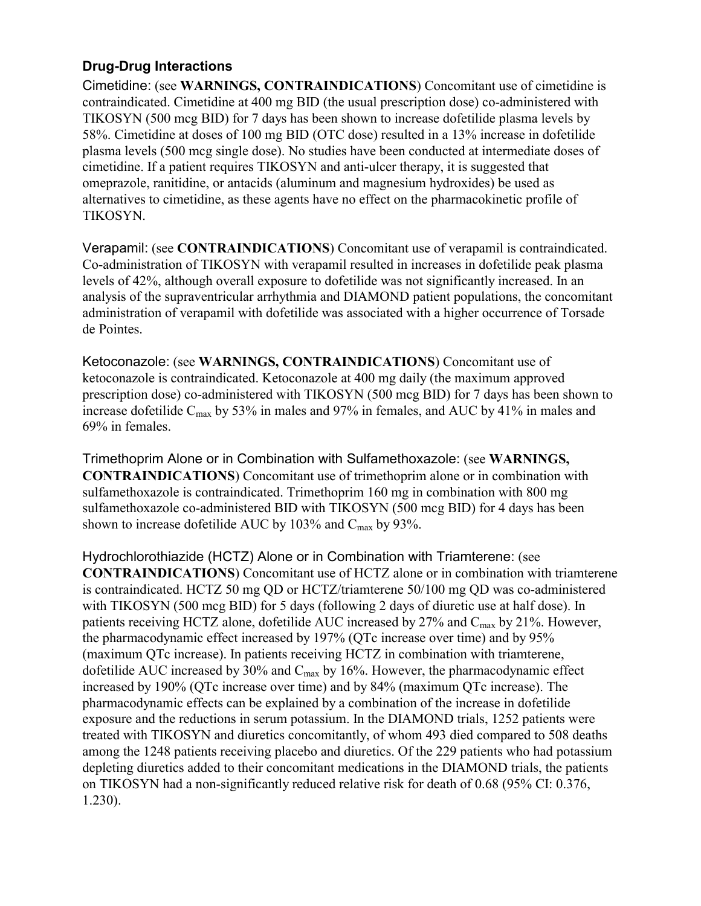### Drug-Drug Interactions

Cimetidine: (see **WARNINGS, CONTRAINDICATIONS**) Concomitant use of cimetidine is contraindicated. Cimetidine at 400 mg BID (the usual prescription dose) co-administered with TIKOSYN (500 mcg BID) for 7 days has been shown to increase dofetilide plasma levels by 58%. Cimetidine at doses of 100 mg BID (OTC dose) resulted in a 13% increase in dofetilide plasma levels (500 mcg single dose). No studies have been conducted at intermediate doses of cimetidine. If a patient requires TIKOSYN and anti-ulcer therapy, it is suggested that omeprazole, ranitidine, or antacids (aluminum and magnesium hydroxides) be used as alternatives to cimetidine, as these agents have no effect on the pharmacokinetic profile of TIKOSYN.

Verapamil: (see **CONTRAINDICATIONS**) Concomitant use of verapamil is contraindicated. Co-administration of TIKOSYN with verapamil resulted in increases in dofetilide peak plasma levels of 42%, although overall exposure to dofetilide was not significantly increased. In an analysis of the supraventricular arrhythmia and DIAMOND patient populations, the concomitant administration of verapamil with dofetilide was associated with a higher occurrence of Torsade de Pointes.

Ketoconazole: (see **WARNINGS, CONTRAINDICATIONS**) Concomitant use of ketoconazole is contraindicated. Ketoconazole at 400 mg daily (the maximum approved prescription dose) co-administered with TIKOSYN (500 mcg BID) for 7 days has been shown to increase dofetilide $C_{max}$ by 53% in males and 97% in females, and AUC by 41% in males and 69% in females.

Trimethoprim Alone or in Combination with Sulfamethoxazole: (see **WARNINGS, CONTRAINDICATIONS**) Concomitant use of trimethoprim alone or in combination with sulfamethoxazole is contraindicated. Trimethoprim 160 mg in combination with 800 mg sulfamethoxazole co-administered BID with TIKOSYN (500 mcg BID) for 4 days has been shown to increase dofetilide AUC by 103% and $C_{max}$ by 93%.

Hydrochlorothiazide (HCTZ) Alone or in Combination with Triamterene: (see **CONTRAINDICATIONS**) Concomitant use of HCTZ alone or in combination with triamterene is contraindicated. HCTZ 50 mg QD or HCTZ/triamterene 50/100 mg QD was co-administered with TIKOSYN (500 mcg BID) for 5 days (following 2 days of diuretic use at half dose). In patients receiving HCTZ alone, dofetilide AUC increased by 27% and $C_{max}$ by 21%. However, the pharmacodynamic effect increased by 197% (QTc increase over time) and by 95% (maximum QTc increase). In patients receiving HCTZ in combination with triamterene, dofetilide AUC increased by 30% and $C_{max}$ by 16%. However, the pharmacodynamic effect increased by 190% (QTc increase over time) and by 84% (maximum QTc increase). The pharmacodynamic effects can be explained by a combination of the increase in dofetilide exposure and the reductions in serum potassium. In the DIAMOND trials, 1252 patients were treated with TIKOSYN and diuretics concomitantly, of whom 493 died compared to 508 deaths among the 1248 patients receiving placebo and diuretics. Of the 229 patients who had potassium depleting diuretics added to their concomitant medications in the DIAMOND trials, the patients on TIKOSYN had a non-significantly reduced relative risk for death of 0.68 (95% CI: 0.376, 1.230).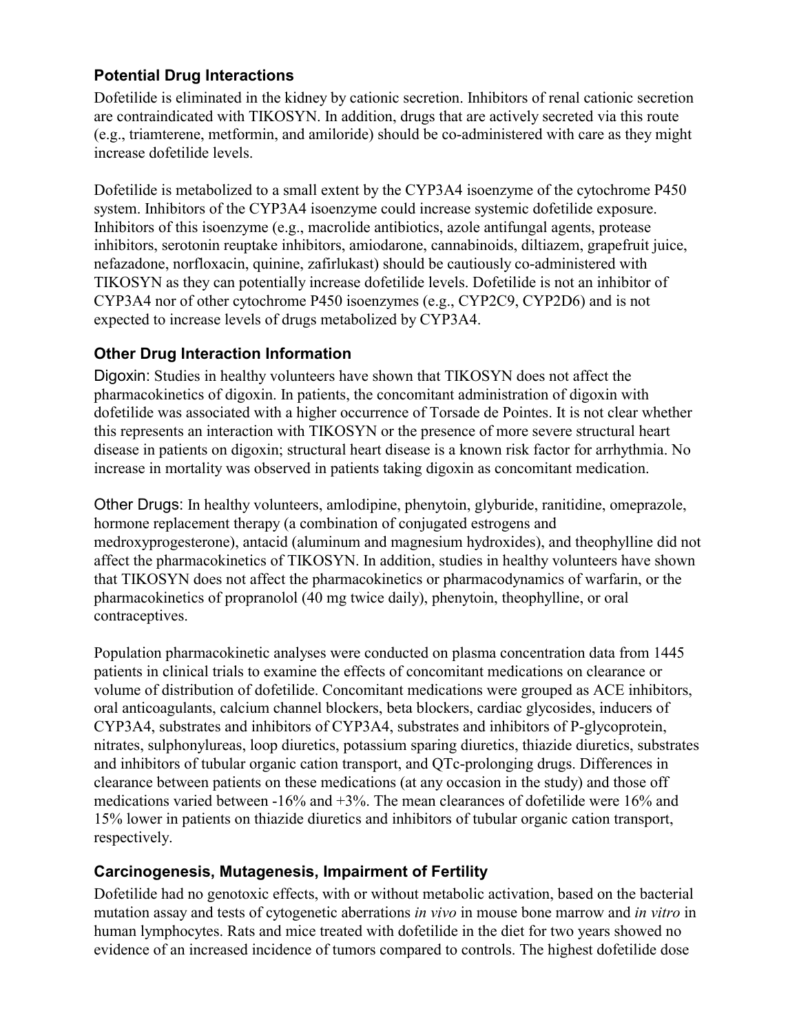### Potential Drug Interactions

Dofetilide is eliminated in the kidney by cationic secretion. Inhibitors of renal cationic secretion are contraindicated with TIKOSYN. In addition, drugs that are actively secreted via this route (e.g., triamterene, metformin, and amiloride) should be co-administered with care as they might increase dofetilide levels.

Dofetilide is metabolized to a small extent by the CYP3A4 isoenzyme of the cytochrome P450 system. Inhibitors of the CYP3A4 isoenzyme could increase systemic dofetilide exposure. Inhibitors of this isoenzyme (e.g., macrolide antibiotics, azole antifungal agents, protease inhibitors, serotonin reuptake inhibitors, amiodarone, cannabinoids, diltiazem, grapefruit juice, nefazadone, norfloxacin, quinine, zafirlukast) should be cautiously co-administered with TIKOSYN as they can potentially increase dofetilide levels. Dofetilide is not an inhibitor of CYP3A4 nor of other cytochrome P450 isoenzymes (e.g., CYP2C9, CYP2D6) and is not expected to increase levels of drugs metabolized by CYP3A4.

### Other Drug Interaction Information

Digoxin: Studies in healthy volunteers have shown that TIKOSYN does not affect the pharmacokinetics of digoxin. In patients, the concomitant administration of digoxin with dofetilide was associated with a higher occurrence of Torsade de Pointes. It is not clear whether this represents an interaction with TIKOSYN or the presence of more severe structural heart disease in patients on digoxin; structural heart disease is a known risk factor for arrhythmia. No increase in mortality was observed in patients taking digoxin as concomitant medication.

Other Drugs: In healthy volunteers, amlodipine, phenytoin, glyburide, ranitidine, omeprazole, hormone replacement therapy (a combination of conjugated estrogens and medroxyprogesterone), antacid (aluminum and magnesium hydroxides), and theophylline did not affect the pharmacokinetics of TIKOSYN. In addition, studies in healthy volunteers have shown that TIKOSYN does not affect the pharmacokinetics or pharmacodynamics of warfarin, or the pharmacokinetics of propranolol (40 mg twice daily), phenytoin, theophylline, or oral contraceptives.

Population pharmacokinetic analyses were conducted on plasma concentration data from 1445 patients in clinical trials to examine the effects of concomitant medications on clearance or volume of distribution of dofetilide. Concomitant medications were grouped as ACE inhibitors, oral anticoagulants, calcium channel blockers, beta blockers, cardiac glycosides, inducers of CYP3A4, substrates and inhibitors of CYP3A4, substrates and inhibitors of P-glycoprotein, nitrates, sulphonylureas, loop diuretics, potassium sparing diuretics, thiazide diuretics, substrates and inhibitors of tubular organic cation transport, and QTc-prolonging drugs. Differences in clearance between patients on these medications (at any occasion in the study) and those off medications varied between -16% and +3%. The mean clearances of dofetilide were 16% and 15% lower in patients on thiazide diuretics and inhibitors of tubular organic cation transport, respectively.

### Carcinogenesis, Mutagenesis, Impairment of Fertility

Dofetilide had no genotoxic effects, with or without metabolic activation, based on the bacterial mutation assay and tests of cytogenetic aberrations *in vivo* in mouse bone marrow and *in vitro* in human lymphocytes. Rats and mice treated with dofetilide in the diet for two years showed no evidence of an increased incidence of tumors compared to controls. The highest dofetilide dose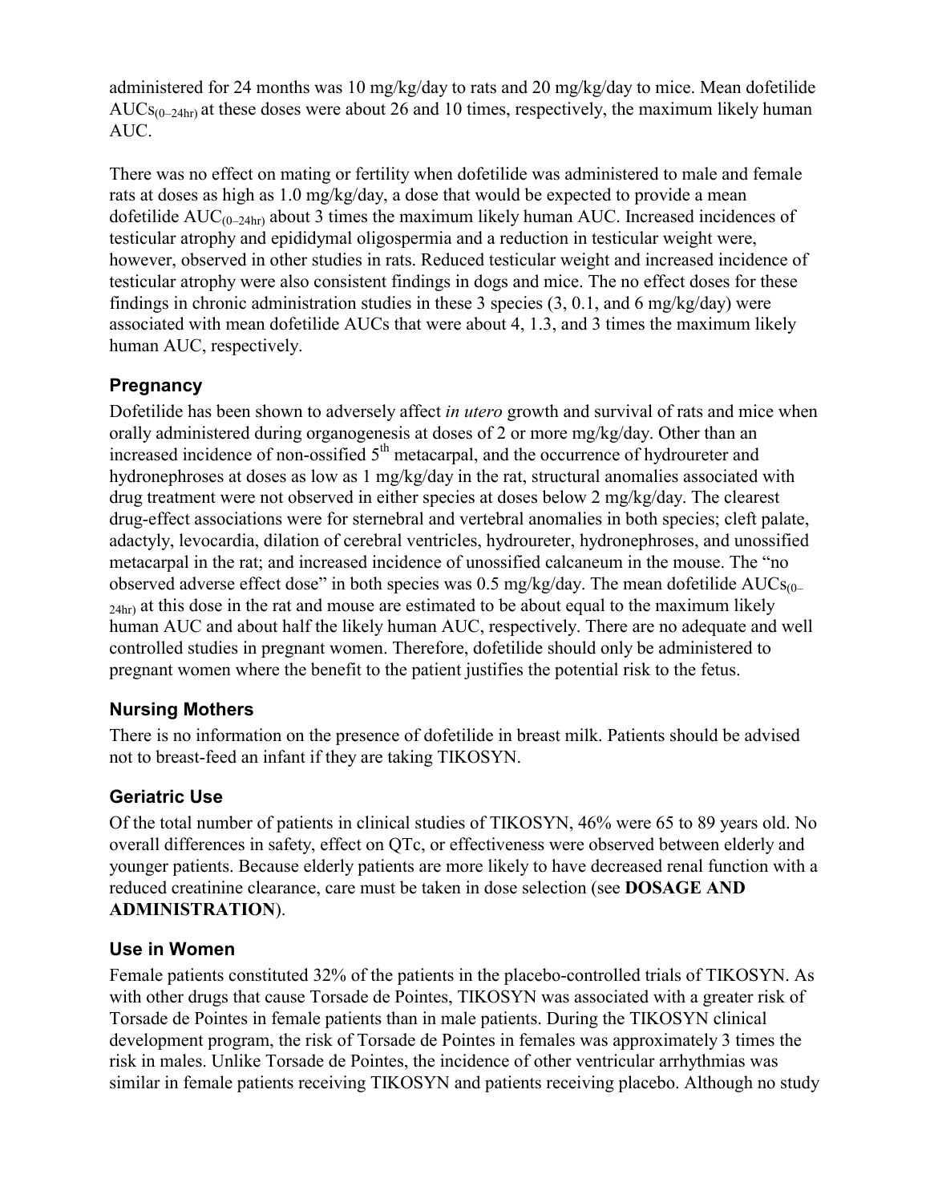administered for 24 months was 10 mg/kg/day to rats and 20 mg/kg/day to mice. Mean dofetilide $AUCs_{(0–24hr)}$ at these doses were about 26 and 10 times, respectively, the maximum likely human AUC.

There was no effect on mating or fertility when dofetilide was administered to male and female rats at doses as high as 1.0 mg/kg/day, a dose that would be expected to provide a mean dofetilide $AUC_{(0–24hr)}$ about 3 times the maximum likely human AUC. Increased incidences of testicular atrophy and epididymal oligospermia and a reduction in testicular weight were, however, observed in other studies in rats. Reduced testicular weight and increased incidence of testicular atrophy were also consistent findings in dogs and mice. The no effect doses for these findings in chronic administration studies in these 3 species (3, 0.1, and 6 mg/kg/day) were associated with mean dofetilide AUCs that were about 4, 1.3, and 3 times the maximum likely human AUC, respectively.

### Pregnancy

Dofetilide has been shown to adversely affect *in utero* growth and survival of rats and mice when orally administered during organogenesis at doses of 2 or more mg/kg/day. Other than an increased incidence of non-ossified 5$^{th}$ metacarpal, and the occurrence of hydroureter and hydronephroses at doses as low as 1 mg/kg/day in the rat, structural anomalies associated with drug treatment were not observed in either species at doses below 2 mg/kg/day. The clearest drug-effect associations were for sternebral and vertebral anomalies in both species; cleft palate, adactyly, levocardia, dilation of cerebral ventricles, hydroureter, hydronephroses, and unossified metacarpal in the rat; and increased incidence of unossified calcaneum in the mouse. The "no observed adverse effect dose" in both species was 0.5 mg/kg/day. The mean dofetilide $AUCs_{(0–24hr)}$ at this dose in the rat and mouse are estimated to be about equal to the maximum likely human AUC and about half the likely human AUC, respectively. There are no adequate and well controlled studies in pregnant women. Therefore, dofetilide should only be administered to pregnant women where the benefit to the patient justifies the potential risk to the fetus.

### Nursing Mothers

There is no information on the presence of dofetilide in breast milk. Patients should be advised not to breast-feed an infant if they are taking TIKOSYN.

### Geriatric Use

Of the total number of patients in clinical studies of TIKOSYN, 46% were 65 to 89 years old. No overall differences in safety, effect on QTc, or effectiveness were observed between elderly and younger patients. Because elderly patients are more likely to have decreased renal function with a reduced creatinine clearance, care must be taken in dose selection (see **DOSAGE AND ADMINISTRATION**).

### Use in Women

Female patients constituted 32% of the patients in the placebo-controlled trials of TIKOSYN. As with other drugs that cause Torsade de Pointes, TIKOSYN was associated with a greater risk of Torsade de Pointes in female patients than in male patients. During the TIKOSYN clinical development program, the risk of Torsade de Pointes in females was approximately 3 times the risk in males. Unlike Torsade de Pointes, the incidence of other ventricular arrhythmias was similar in female patients receiving TIKOSYN and patients receiving placebo. Although no study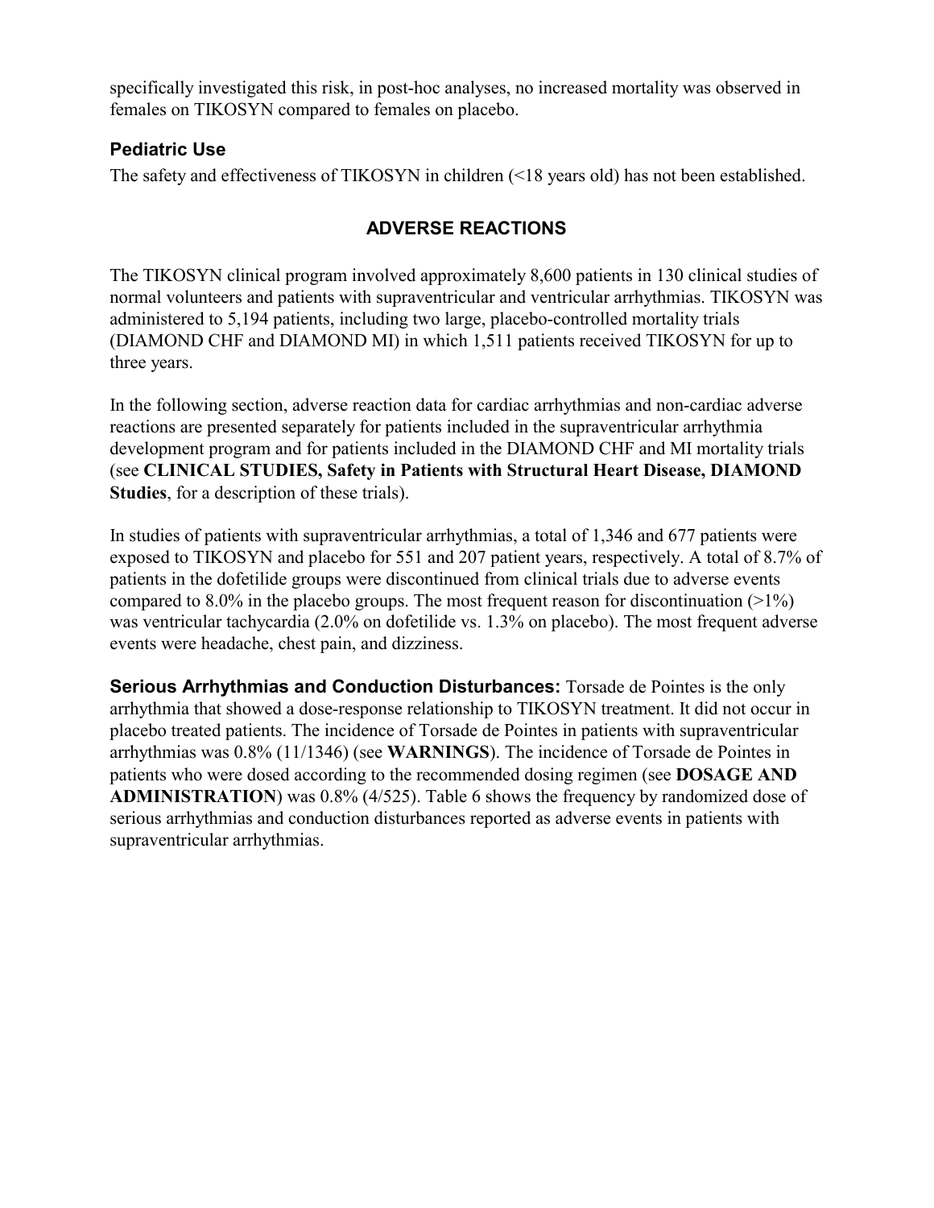specifically investigated this risk, in post-hoc analyses, no increased mortality was observed in females on TIKOSYN compared to females on placebo.

### Pediatric Use

The safety and effectiveness of TIKOSYN in children (<18 years old) has not been established.

## ADVERSE REACTIONS

The TIKOSYN clinical program involved approximately 8,600 patients in 130 clinical studies of normal volunteers and patients with supraventricular and ventricular arrhythmias. TIKOSYN was administered to 5,194 patients, including two large, placebo-controlled mortality trials (DIAMOND CHF and DIAMOND MI) in which 1,511 patients received TIKOSYN for up to three years.

In the following section, adverse reaction data for cardiac arrhythmias and non-cardiac adverse reactions are presented separately for patients included in the supraventricular arrhythmia development program and for patients included in the DIAMOND CHF and MI mortality trials (see **CLINICAL STUDIES, Safety in Patients with Structural Heart Disease, DIAMOND Studies**, for a description of these trials).

In studies of patients with supraventricular arrhythmias, a total of 1,346 and 677 patients were exposed to TIKOSYN and placebo for 551 and 207 patient years, respectively. A total of 8.7% of patients in the dofetilide groups were discontinued from clinical trials due to adverse events compared to 8.0% in the placebo groups. The most frequent reason for discontinuation (>1%) was ventricular tachycardia (2.0% on dofetilide vs. 1.3% on placebo). The most frequent adverse events were headache, chest pain, and dizziness.

**Serious Arrhythmias and Conduction Disturbances:** Torsade de Pointes is the only arrhythmia that showed a dose-response relationship to TIKOSYN treatment. It did not occur in placebo treated patients. The incidence of Torsade de Pointes in patients with supraventricular arrhythmias was 0.8% (11/1346) (see **WARNINGS**). The incidence of Torsade de Pointes in patients who were dosed according to the recommended dosing regimen (see **DOSAGE AND ADMINISTRATION**) was 0.8% (4/525). Table 6 shows the frequency by randomized dose of serious arrhythmias and conduction disturbances reported as adverse events in patients with supraventricular arrhythmias.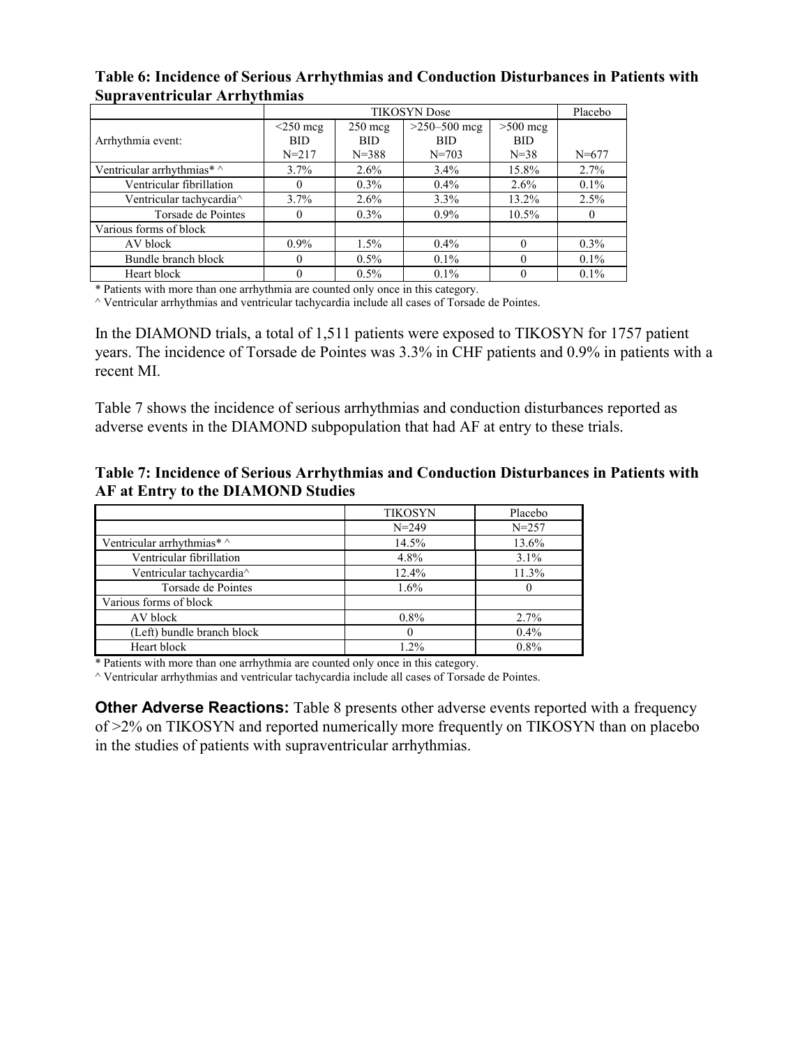**Table 6: Incidence of Serious Arrhythmias and Conduction Disturbances in Patients with Supraventricular Arrhythmias**

| | TIKOSYN Dose | | | | Placebo |
|---|---|---|---|---|---|
| Arrhythmia event: | <250 mcg BID N=217 | 250 mcg BID N=388 | >250–500 mcg BID N=703 | >500 mcg BID N=38 | N=677 |
| Ventricular arrhythmias* ^ | 3.7% | 2.6% | 3.4% | 15.8% | 2.7% |
| Ventricular fibrillation | 0 | 0.3% | 0.4% | 2.6% | 0.1% |
| Ventricular tachycardia^ | 3.7% | 2.6% | 3.3% | 13.2% | 2.5% |
| Torsade de Pointes | 0 | 0.3% | 0.9% | 10.5% | 0 |
| Various forms of block | | | | | |
| AV block | 0.9% | 1.5% | 0.4% | 0 | 0.3% |
| Bundle branch block | 0 | 0.5% | 0.1% | 0 | 0.1% |
| Heart block | 0 | 0.5% | 0.1% | 0 | 0.1% |

* Patients with more than one arrhythmia are counted only once in this category.
^ Ventricular arrhythmias and ventricular tachycardia include all cases of Torsade de Pointes.

In the DIAMOND trials, a total of 1,511 patients were exposed to TIKOSYN for 1757 patient years. The incidence of Torsade de Pointes was 3.3% in CHF patients and 0.9% in patients with a recent MI.

Table 7 shows the incidence of serious arrhythmias and conduction disturbances reported as adverse events in the DIAMOND subpopulation that had AF at entry to these trials.

**Table 7: Incidence of Serious Arrhythmias and Conduction Disturbances in Patients with AF at Entry to the DIAMOND Studies**

| | TIKOSYN | Placebo |
|---|---|---|
| | N=249 | N=257 |
| Ventricular arrhythmias* ^ | 14.5% | 13.6% |
| Ventricular fibrillation | 4.8% | 3.1% |
| Ventricular tachycardia^ | 12.4% | 11.3% |
| Torsade de Pointes | 1.6% | 0 |
| Various forms of block | | |
| AV block | 0.8% | 2.7% |
| (Left) bundle branch block | 0 | 0.4% |
| Heart block | 1.2% | 0.8% |

* Patients with more than one arrhythmia are counted only once in this category.
^ Ventricular arrhythmias and ventricular tachycardia include all cases of Torsade de Pointes.

**Other Adverse Reactions:** Table 8 presents other adverse events reported with a frequency of >2% on TIKOSYN and reported numerically more frequently on TIKOSYN than on placebo in the studies of patients with supraventricular arrhythmias.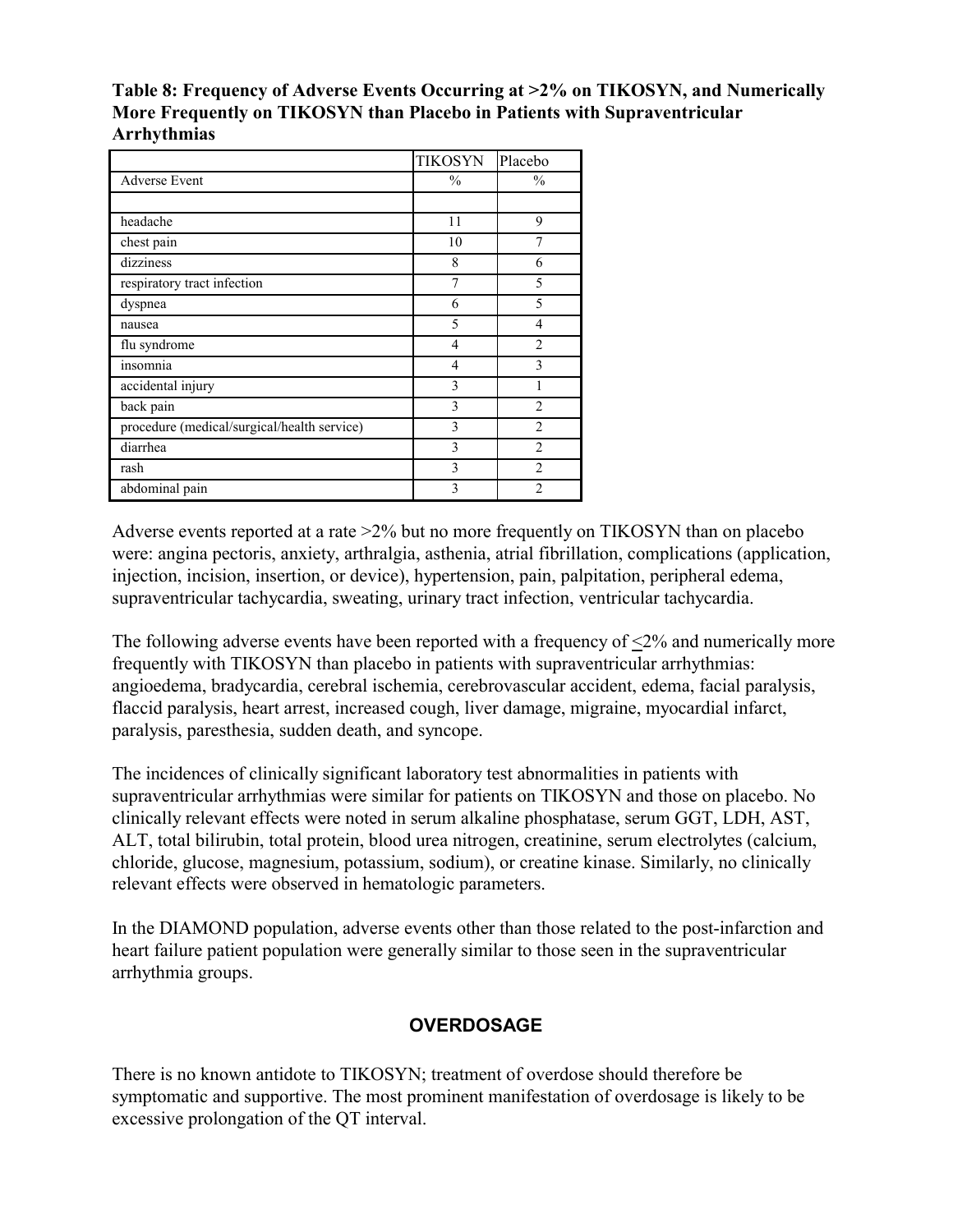**Table 8: Frequency of Adverse Events Occurring at >2% on TIKOSYN, and Numerically More Frequently on TIKOSYN than Placebo in Patients with Supraventricular Arrhythmias**

| | TIKOSYN | Placebo |
|---|---|---|
| Adverse Event | % | % |
| | | |
| headache | 11 | 9 |
| chest pain | 10 | 7 |
| dizziness | 8 | 6 |
| respiratory tract infection | 7 | 5 |
| dyspnea | 6 | 5 |
| nausea | 5 | 4 |
| flu syndrome | 4 | 2 |
| insomnia | 4 | 3 |
| accidental injury | 3 | 1 |
| back pain | 3 | 2 |
| procedure (medical/surgical/health service) | 3 | 2 |
| diarrhea | 3 | 2 |
| rash | 3 | 2 |
| abdominal pain | 3 | 2 |

Adverse events reported at a rate >2% but no more frequently on TIKOSYN than on placebo were: angina pectoris, anxiety, arthralgia, asthenia, atrial fibrillation, complications (application, injection, incision, insertion, or device), hypertension, pain, palpitation, peripheral edema, supraventricular tachycardia, sweating, urinary tract infection, ventricular tachycardia.

The following adverse events have been reported with a frequency of ≤2% and numerically more frequently with TIKOSYN than placebo in patients with supraventricular arrhythmias: angioedema, bradycardia, cerebral ischemia, cerebrovascular accident, edema, facial paralysis, flaccid paralysis, heart arrest, increased cough, liver damage, migraine, myocardial infarct, paralysis, paresthesia, sudden death, and syncope.

The incidences of clinically significant laboratory test abnormalities in patients with supraventricular arrhythmias were similar for patients on TIKOSYN and those on placebo. No clinically relevant effects were noted in serum alkaline phosphatase, serum GGT, LDH, AST, ALT, total bilirubin, total protein, blood urea nitrogen, creatinine, serum electrolytes (calcium, chloride, glucose, magnesium, potassium, sodium), or creatine kinase. Similarly, no clinically relevant effects were observed in hematologic parameters.

In the DIAMOND population, adverse events other than those related to the post-infarction and heart failure patient population were generally similar to those seen in the supraventricular arrhythmia groups.

## OVERDOSAGE

There is no known antidote to TIKOSYN; treatment of overdose should therefore be symptomatic and supportive. The most prominent manifestation of overdosage is likely to be excessive prolongation of the QT interval.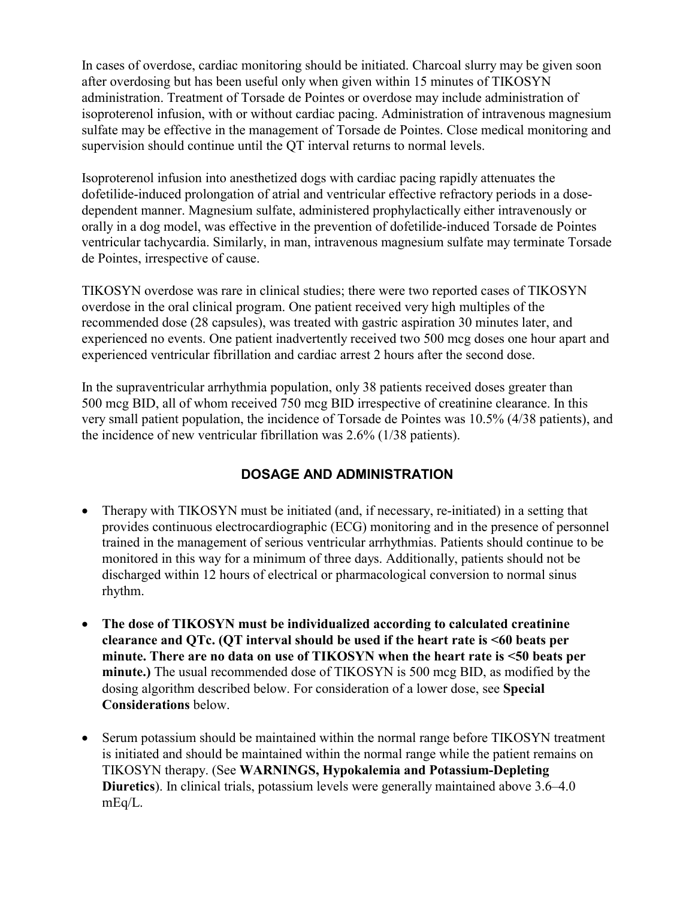In cases of overdose, cardiac monitoring should be initiated. Charcoal slurry may be given soon after overdosing but has been useful only when given within 15 minutes of TIKOSYN administration. Treatment of Torsade de Pointes or overdose may include administration of isoproterenol infusion, with or without cardiac pacing. Administration of intravenous magnesium sulfate may be effective in the management of Torsade de Pointes. Close medical monitoring and supervision should continue until the QT interval returns to normal levels.

Isoproterenol infusion into anesthetized dogs with cardiac pacing rapidly attenuates the dofetilide-induced prolongation of atrial and ventricular effective refractory periods in a dose-dependent manner. Magnesium sulfate, administered prophylactically either intravenously or orally in a dog model, was effective in the prevention of dofetilide-induced Torsade de Pointes ventricular tachycardia. Similarly, in man, intravenous magnesium sulfate may terminate Torsade de Pointes, irrespective of cause.

TIKOSYN overdose was rare in clinical studies; there were two reported cases of TIKOSYN overdose in the oral clinical program. One patient received very high multiples of the recommended dose (28 capsules), was treated with gastric aspiration 30 minutes later, and experienced no events. One patient inadvertently received two 500 mcg doses one hour apart and experienced ventricular fibrillation and cardiac arrest 2 hours after the second dose.

In the supraventricular arrhythmia population, only 38 patients received doses greater than 500 mcg BID, all of whom received 750 mcg BID irrespective of creatinine clearance. In this very small patient population, the incidence of Torsade de Pointes was 10.5% (4/38 patients), and the incidence of new ventricular fibrillation was 2.6% (1/38 patients).

## DOSAGE AND ADMINISTRATION

- Therapy with TIKOSYN must be initiated (and, if necessary, re-initiated) in a setting that provides continuous electrocardiographic (ECG) monitoring and in the presence of personnel trained in the management of serious ventricular arrhythmias. Patients should continue to be monitored in this way for a minimum of three days. Additionally, patients should not be discharged within 12 hours of electrical or pharmacological conversion to normal sinus rhythm.

- **The dose of TIKOSYN must be individualized according to calculated creatinine clearance and QTc. (QT interval should be used if the heart rate is <60 beats per minute. There are no data on use of TIKOSYN when the heart rate is <50 beats per minute.)** The usual recommended dose of TIKOSYN is 500 mcg BID, as modified by the dosing algorithm described below. For consideration of a lower dose, see **Special Considerations** below.

- Serum potassium should be maintained within the normal range before TIKOSYN treatment is initiated and should be maintained within the normal range while the patient remains on TIKOSYN therapy. (See **WARNINGS, Hypokalemia and Potassium-Depleting Diuretics**). In clinical trials, potassium levels were generally maintained above 3.6–4.0 mEq/L.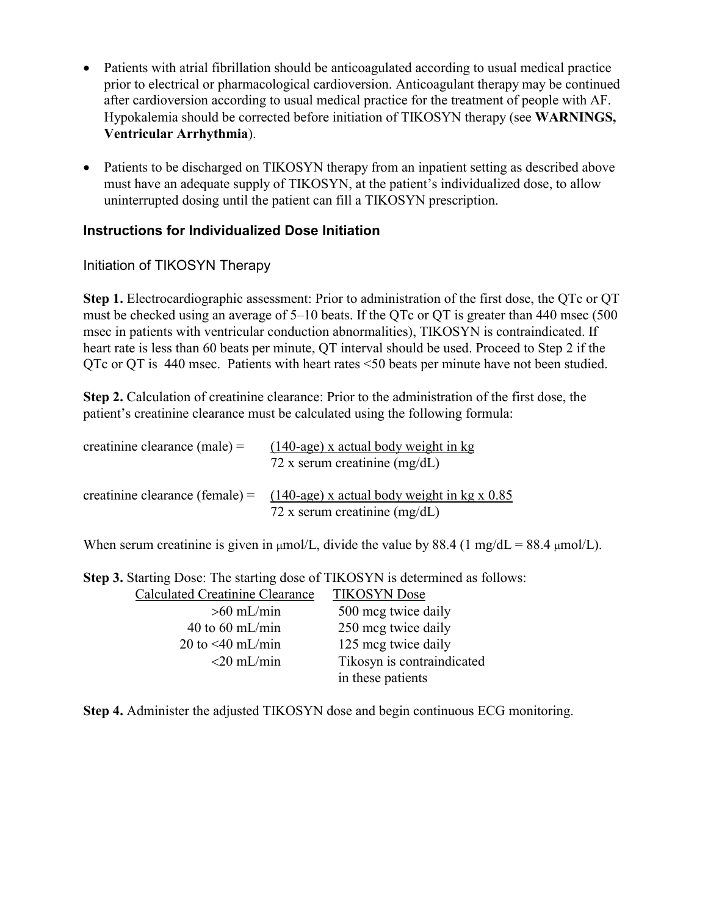- Patients with atrial fibrillation should be anticoagulated according to usual medical practice prior to electrical or pharmacological cardioversion. Anticoagulant therapy may be continued after cardioversion according to usual medical practice for the treatment of people with AF. Hypokalemia should be corrected before initiation of TIKOSYN therapy (see **WARNINGS, Ventricular Arrhythmia**).

- Patients to be discharged on TIKOSYN therapy from an inpatient setting as described above must have an adequate supply of TIKOSYN, at the patient's individualized dose, to allow uninterrupted dosing until the patient can fill a TIKOSYN prescription.

### Instructions for Individualized Dose Initiation

#### Initiation of TIKOSYN Therapy

**Step 1.** Electrocardiographic assessment: Prior to administration of the first dose, the QTc or QT must be checked using an average of 5–10 beats. If the QTc or QT is greater than 440 msec (500 msec in patients with ventricular conduction abnormalities), TIKOSYN is contraindicated. If heart rate is less than 60 beats per minute, QT interval should be used. Proceed to Step 2 if the QTc or QT is  440 msec.  Patients with heart rates <50 beats per minute have not been studied.

**Step 2.** Calculation of creatinine clearance: Prior to the administration of the first dose, the patient's creatinine clearance must be calculated using the following formula:

$$\text{creatinine clearance (male)} = \frac{(140\text{-age}) \times \text{actual body weight in kg}}{72 \times \text{serum creatinine (mg/dL)}}$$

$$\text{creatinine clearance (female)} = \frac{(140\text{-age}) \times \text{actual body weight in kg} \times 0.85}{72 \times \text{serum creatinine (mg/dL)}}$$

When serum creatinine is given in μmol/L, divide the value by 88.4 (1 mg/dL = 88.4 μmol/L).

**Step 3.** Starting Dose: The starting dose of TIKOSYN is determined as follows:

| Calculated Creatinine Clearance | TIKOSYN Dose |
| --- | --- |
| >60 mL/min | 500 mcg twice daily |
| 40 to 60 mL/min | 250 mcg twice daily |
| 20 to <40 mL/min | 125 mcg twice daily |
| <20 mL/min | Tikosyn is contraindicated in these patients |

**Step 4.** Administer the adjusted TIKOSYN dose and begin continuous ECG monitoring.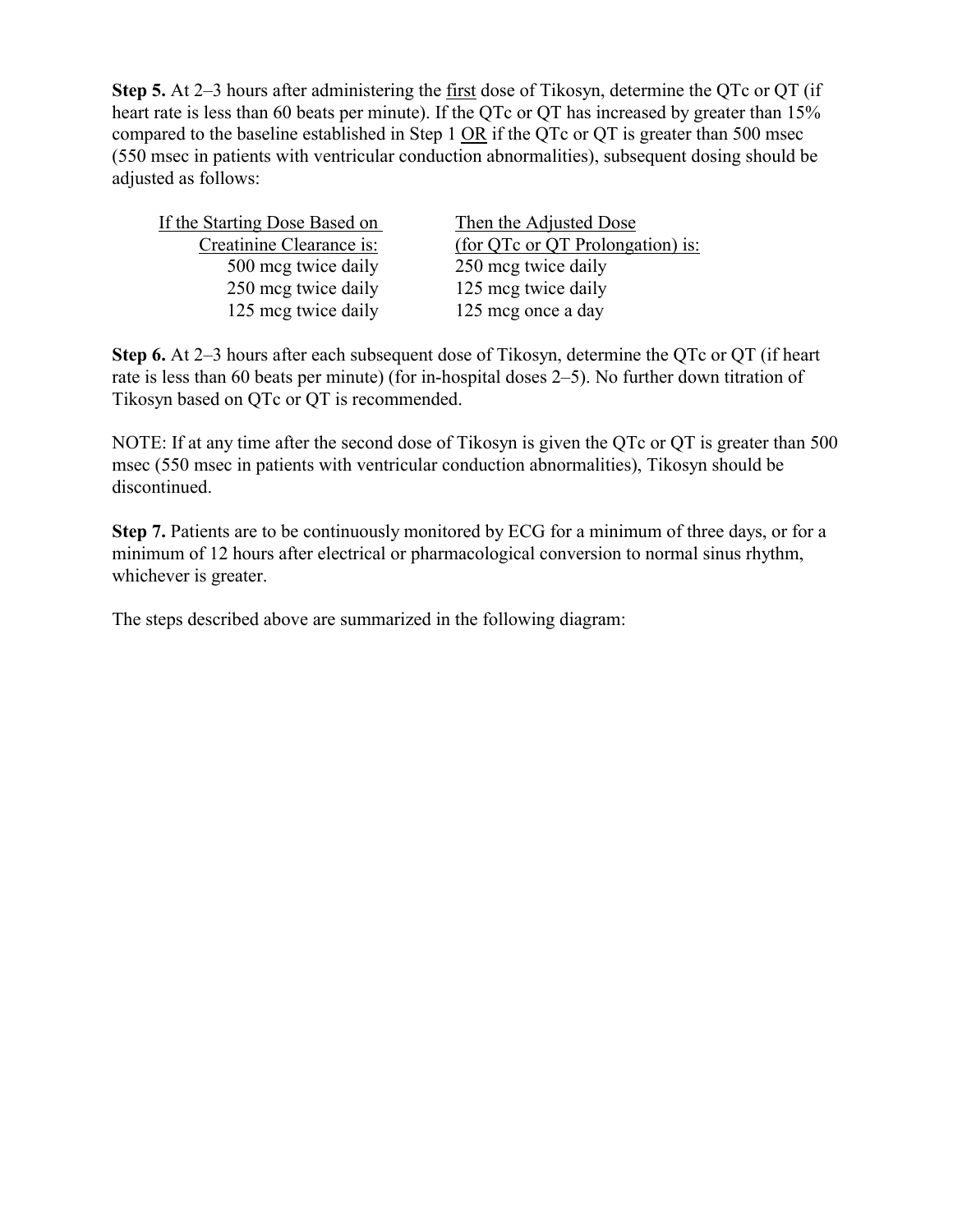**Step 5.** At 2–3 hours after administering the first dose of Tikosyn, determine the QTc or QT (if heart rate is less than 60 beats per minute). If the QTc or QT has increased by greater than 15% compared to the baseline established in Step 1 OR if the QTc or QT is greater than 500 msec (550 msec in patients with ventricular conduction abnormalities), subsequent dosing should be adjusted as follows:

| If the Starting Dose Based on Creatinine Clearance is: | Then the Adjusted Dose (for QTc or QT Prolongation) is: |
|---|---|
| 500 mcg twice daily | 250 mcg twice daily |
| 250 mcg twice daily | 125 mcg twice daily |
| 125 mcg twice daily | 125 mcg once a day |

**Step 6.** At 2–3 hours after each subsequent dose of Tikosyn, determine the QTc or QT (if heart rate is less than 60 beats per minute) (for in-hospital doses 2–5). No further down titration of Tikosyn based on QTc or QT is recommended.

NOTE: If at any time after the second dose of Tikosyn is given the QTc or QT is greater than 500 msec (550 msec in patients with ventricular conduction abnormalities), Tikosyn should be discontinued.

**Step 7.** Patients are to be continuously monitored by ECG for a minimum of three days, or for a minimum of 12 hours after electrical or pharmacological conversion to normal sinus rhythm, whichever is greater.

The steps described above are summarized in the following diagram: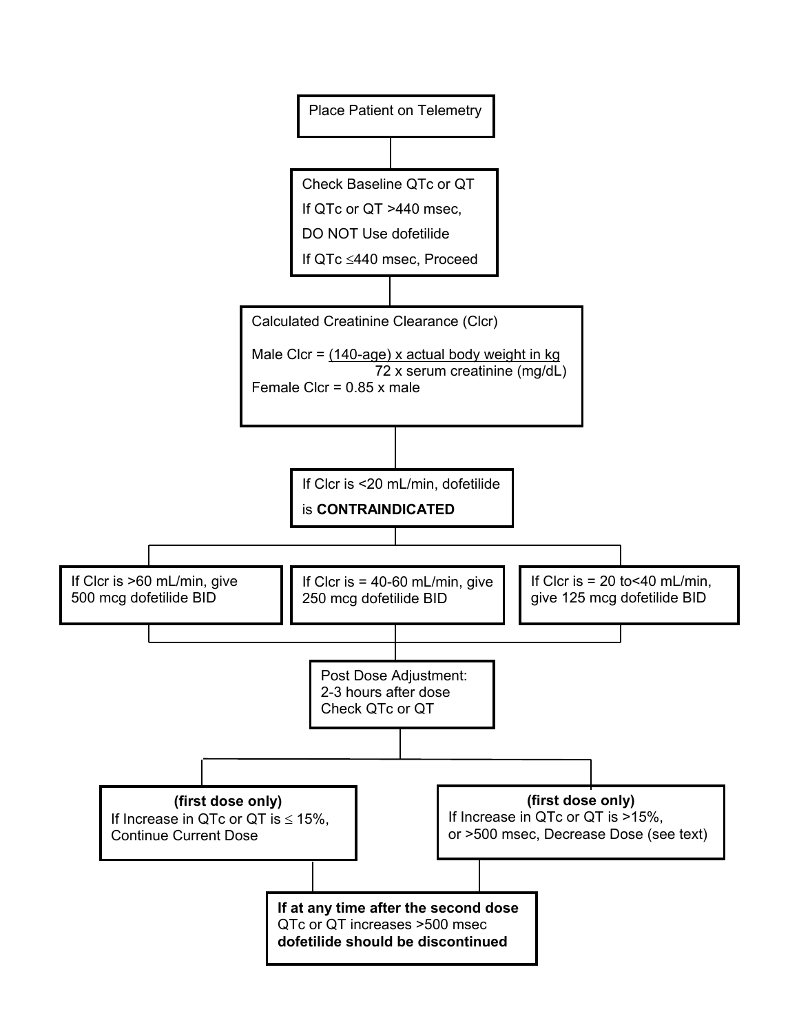Place Patient on Telemetry

Check Baseline QTc or QT

If QTc or QT >440 msec,

DO NOT Use dofetilide

If QTc ≤440 msec, Proceed

Calculated Creatinine Clearance (Clcr)

$$\text{Male Clcr} = \frac{(140\text{-age}) \times \text{actual body weight in kg}}{72 \times \text{serum creatinine (mg/dL)}}$$

Female Clcr = 0.85 x male

If Clcr is <20 mL/min, dofetilide is **CONTRAINDICATED**

If Clcr is >60 mL/min, give 500 mcg dofetilide BID

If Clcr is = 40-60 mL/min, give 250 mcg dofetilide BID

If Clcr is = 20 to<40 mL/min, give 125 mcg dofetilide BID

Post Dose Adjustment:
2-3 hours after dose
Check QTc or QT

**(first dose only)**
If Increase in QTc or QT is ≤ 15%, Continue Current Dose

**(first dose only)**
If Increase in QTc or QT is >15%, or >500 msec, Decrease Dose (see text)

**If at any time after the second dose** QTc or QT increases >500 msec **dofetilide should be discontinued**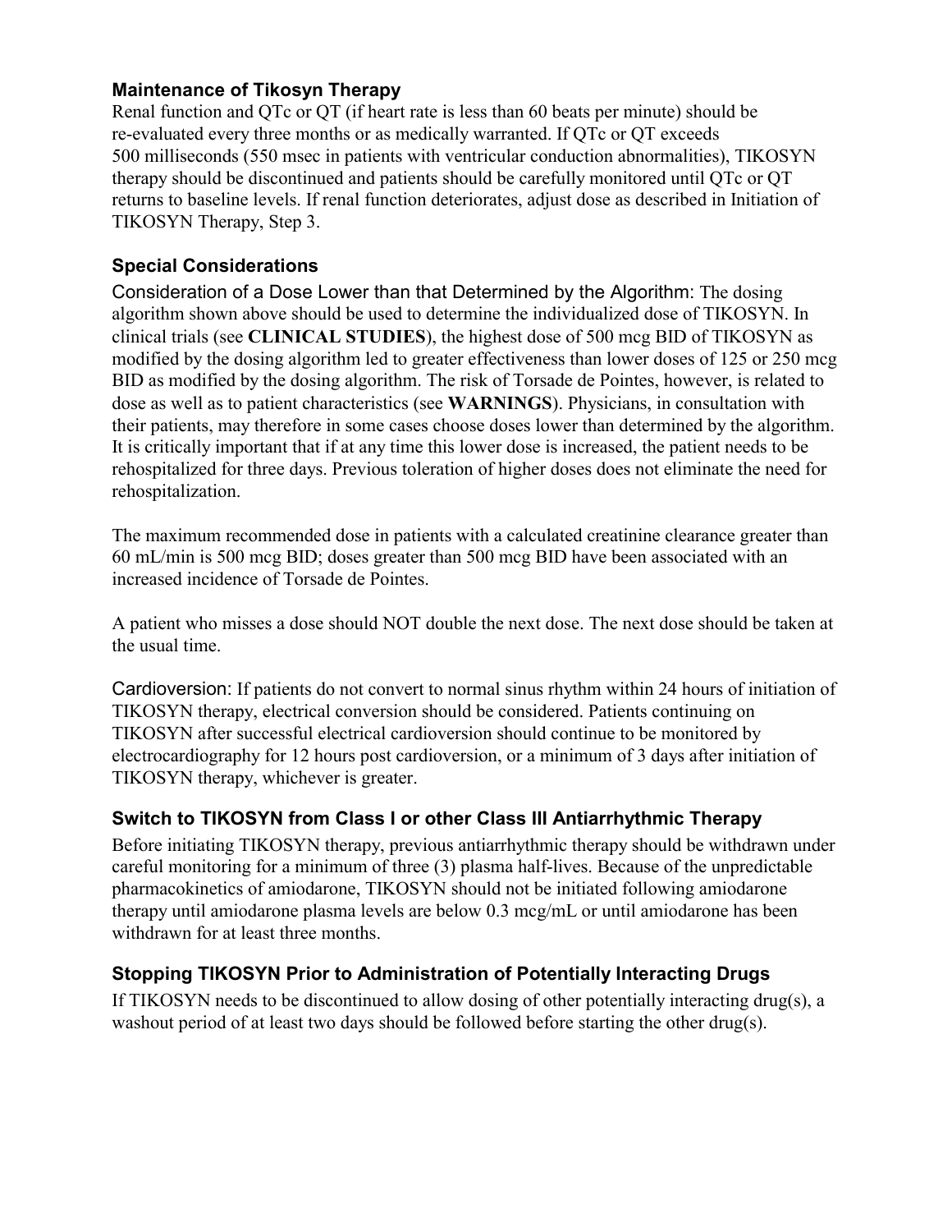### Maintenance of Tikosyn Therapy

Renal function and QTc or QT (if heart rate is less than 60 beats per minute) should be re-evaluated every three months or as medically warranted. If QTc or QT exceeds 500 milliseconds (550 msec in patients with ventricular conduction abnormalities), TIKOSYN therapy should be discontinued and patients should be carefully monitored until QTc or QT returns to baseline levels. If renal function deteriorates, adjust dose as described in Initiation of TIKOSYN Therapy, Step 3.

### Special Considerations

Consideration of a Dose Lower than that Determined by the Algorithm: The dosing algorithm shown above should be used to determine the individualized dose of TIKOSYN. In clinical trials (see **CLINICAL STUDIES**), the highest dose of 500 mcg BID of TIKOSYN as modified by the dosing algorithm led to greater effectiveness than lower doses of 125 or 250 mcg BID as modified by the dosing algorithm. The risk of Torsade de Pointes, however, is related to dose as well as to patient characteristics (see **WARNINGS**). Physicians, in consultation with their patients, may therefore in some cases choose doses lower than determined by the algorithm. It is critically important that if at any time this lower dose is increased, the patient needs to be rehospitalized for three days. Previous toleration of higher doses does not eliminate the need for rehospitalization.

The maximum recommended dose in patients with a calculated creatinine clearance greater than 60 mL/min is 500 mcg BID; doses greater than 500 mcg BID have been associated with an increased incidence of Torsade de Pointes.

A patient who misses a dose should NOT double the next dose. The next dose should be taken at the usual time.

Cardioversion: If patients do not convert to normal sinus rhythm within 24 hours of initiation of TIKOSYN therapy, electrical conversion should be considered. Patients continuing on TIKOSYN after successful electrical cardioversion should continue to be monitored by electrocardiography for 12 hours post cardioversion, or a minimum of 3 days after initiation of TIKOSYN therapy, whichever is greater.

### Switch to TIKOSYN from Class I or other Class III Antiarrhythmic Therapy

Before initiating TIKOSYN therapy, previous antiarrhythmic therapy should be withdrawn under careful monitoring for a minimum of three (3) plasma half-lives. Because of the unpredictable pharmacokinetics of amiodarone, TIKOSYN should not be initiated following amiodarone therapy until amiodarone plasma levels are below 0.3 mcg/mL or until amiodarone has been withdrawn for at least three months.

### Stopping TIKOSYN Prior to Administration of Potentially Interacting Drugs

If TIKOSYN needs to be discontinued to allow dosing of other potentially interacting drug(s), a washout period of at least two days should be followed before starting the other drug(s).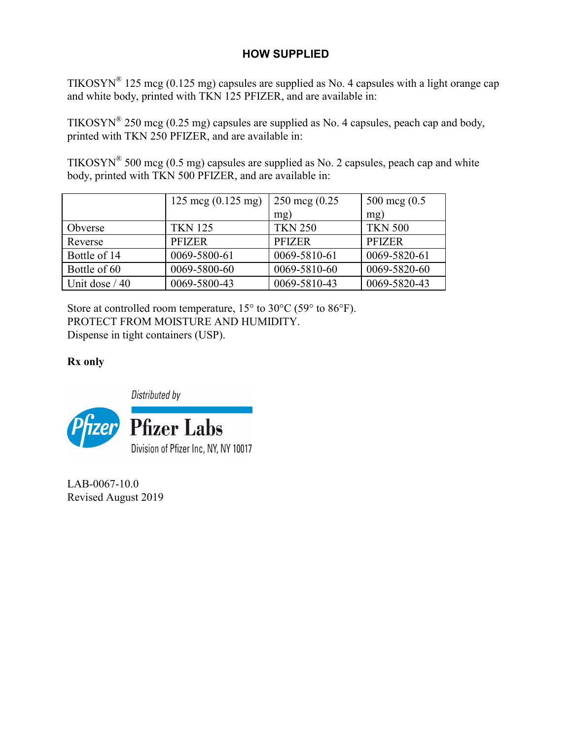## HOW SUPPLIED

TIKOSYN® 125 mcg (0.125 mg) capsules are supplied as No. 4 capsules with a light orange cap and white body, printed with TKN 125 PFIZER, and are available in:

TIKOSYN® 250 mcg (0.25 mg) capsules are supplied as No. 4 capsules, peach cap and body, printed with TKN 250 PFIZER, and are available in:

TIKOSYN® 500 mcg (0.5 mg) capsules are supplied as No. 2 capsules, peach cap and white body, printed with TKN 500 PFIZER, and are available in:

| | 125 mcg (0.125 mg) | 250 mcg (0.25 mg) | 500 mcg (0.5 mg) |
|---|---|---|---|
| Obverse | TKN 125 | TKN 250 | TKN 500 |
| Reverse | PFIZER | PFIZER | PFIZER |
| Bottle of 14 | 0069-5800-61 | 0069-5810-61 | 0069-5820-61 |
| Bottle of 60 | 0069-5800-60 | 0069-5810-60 | 0069-5820-60 |
| Unit dose / 40 | 0069-5800-43 | 0069-5810-43 | 0069-5820-43 |

Store at controlled room temperature, 15° to 30°C (59° to 86°F).
PROTECT FROM MOISTURE AND HUMIDITY.
Dispense in tight containers (USP).

**Rx only**

Distributed by
Pfizer Labs
Division of Pfizer Inc, NY, NY 10017

LAB-0067-10.0
Revised August 2019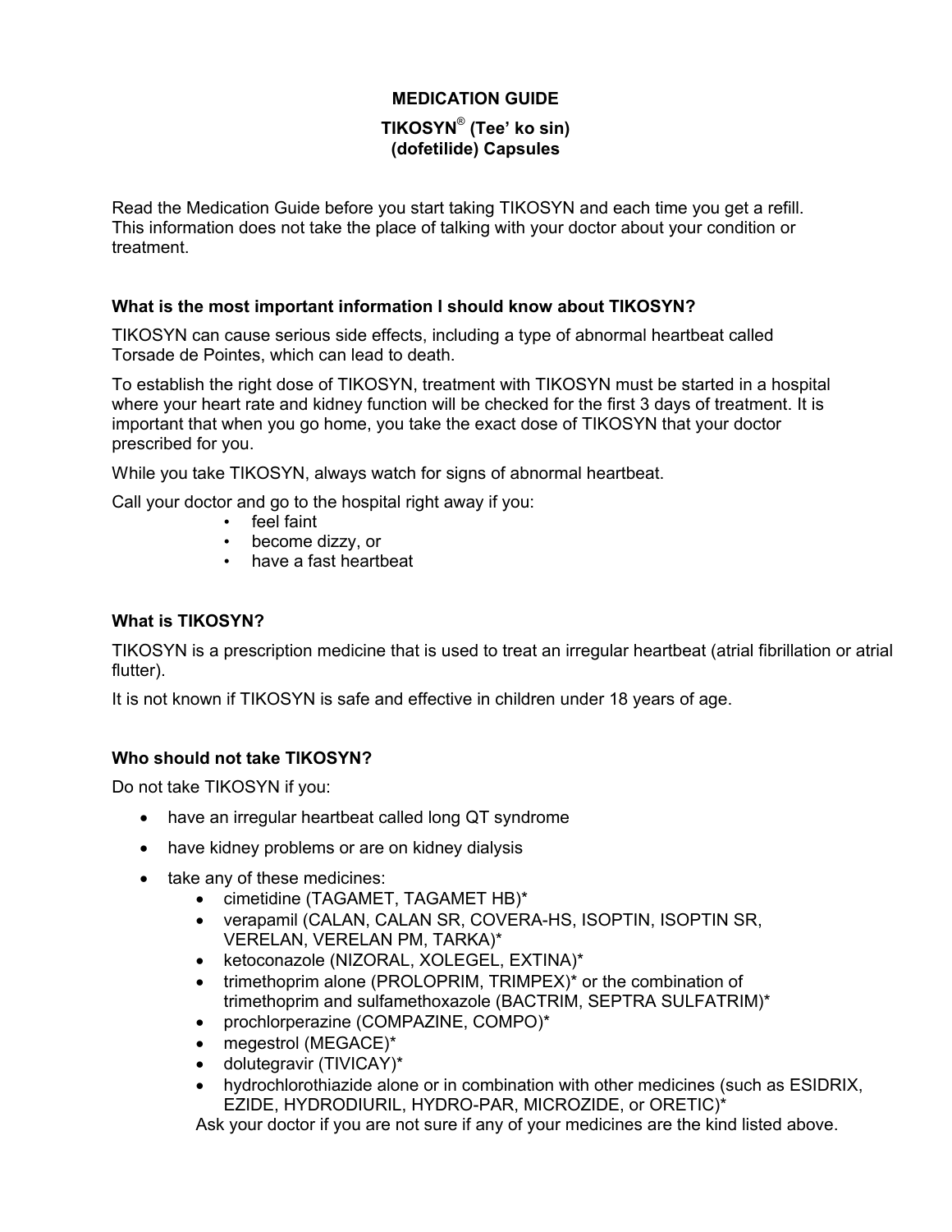# MEDICATION GUIDE

## TIKOSYN® (Tee' ko sin) (dofetilide) Capsules

Read the Medication Guide before you start taking TIKOSYN and each time you get a refill. This information does not take the place of talking with your doctor about your condition or treatment.

### What is the most important information I should know about TIKOSYN?

TIKOSYN can cause serious side effects, including a type of abnormal heartbeat called Torsade de Pointes, which can lead to death.

To establish the right dose of TIKOSYN, treatment with TIKOSYN must be started in a hospital where your heart rate and kidney function will be checked for the first 3 days of treatment. It is important that when you go home, you take the exact dose of TIKOSYN that your doctor prescribed for you.

While you take TIKOSYN, always watch for signs of abnormal heartbeat.

Call your doctor and go to the hospital right away if you:

- feel faint
- become dizzy, or
- have a fast heartbeat

### What is TIKOSYN?

TIKOSYN is a prescription medicine that is used to treat an irregular heartbeat (atrial fibrillation or atrial flutter).

It is not known if TIKOSYN is safe and effective in children under 18 years of age.

### Who should not take TIKOSYN?

Do not take TIKOSYN if you:

- have an irregular heartbeat called long QT syndrome
- have kidney problems or are on kidney dialysis
- take any of these medicines:
  - cimetidine (TAGAMET, TAGAMET HB)*
  - verapamil (CALAN, CALAN SR, COVERA-HS, ISOPTIN, ISOPTIN SR, VERELAN, VERELAN PM, TARKA)*
  - ketoconazole (NIZORAL, XOLEGEL, EXTINA)*
  - trimethoprim alone (PROLOPRIM, TRIMPEX)* or the combination of trimethoprim and sulfamethoxazole (BACTRIM, SEPTRA SULFATRIM)*
  - prochlorperazine (COMPAZINE, COMPO)*
  - megestrol (MEGACE)*
  - dolutegravir (TIVICAY)*
  - hydrochlorothiazide alone or in combination with other medicines (such as ESIDRIX, EZIDE, HYDRODIURIL, HYDRO-PAR, MICROZIDE, or ORETIC)*

  Ask your doctor if you are not sure if any of your medicines are the kind listed above.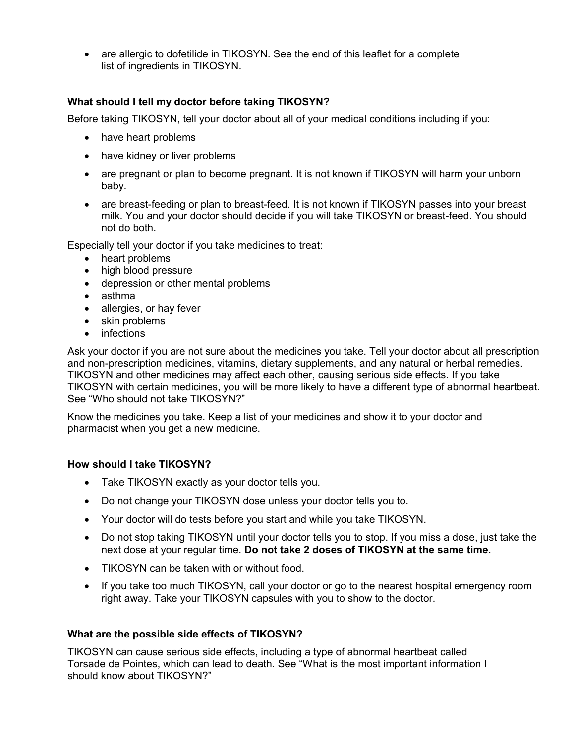- are allergic to dofetilide in TIKOSYN. See the end of this leaflet for a complete list of ingredients in TIKOSYN.

**What should I tell my doctor before taking TIKOSYN?**

Before taking TIKOSYN, tell your doctor about all of your medical conditions including if you:

- have heart problems
- have kidney or liver problems
- are pregnant or plan to become pregnant. It is not known if TIKOSYN will harm your unborn baby.
- are breast-feeding or plan to breast-feed. It is not known if TIKOSYN passes into your breast milk. You and your doctor should decide if you will take TIKOSYN or breast-feed. You should not do both.

Especially tell your doctor if you take medicines to treat:

- heart problems
- high blood pressure
- depression or other mental problems
- asthma
- allergies, or hay fever
- skin problems
- infections

Ask your doctor if you are not sure about the medicines you take. Tell your doctor about all prescription and non-prescription medicines, vitamins, dietary supplements, and any natural or herbal remedies. TIKOSYN and other medicines may affect each other, causing serious side effects. If you take TIKOSYN with certain medicines, you will be more likely to have a different type of abnormal heartbeat. See "Who should not take TIKOSYN?"

Know the medicines you take. Keep a list of your medicines and show it to your doctor and pharmacist when you get a new medicine.

**How should I take TIKOSYN?**

- Take TIKOSYN exactly as your doctor tells you.
- Do not change your TIKOSYN dose unless your doctor tells you to.
- Your doctor will do tests before you start and while you take TIKOSYN.
- Do not stop taking TIKOSYN until your doctor tells you to stop. If you miss a dose, just take the next dose at your regular time. **Do not take 2 doses of TIKOSYN at the same time.**
- TIKOSYN can be taken with or without food.
- If you take too much TIKOSYN, call your doctor or go to the nearest hospital emergency room right away. Take your TIKOSYN capsules with you to show to the doctor.

**What are the possible side effects of TIKOSYN?**

TIKOSYN can cause serious side effects, including a type of abnormal heartbeat called Torsade de Pointes, which can lead to death. See "What is the most important information I should know about TIKOSYN?"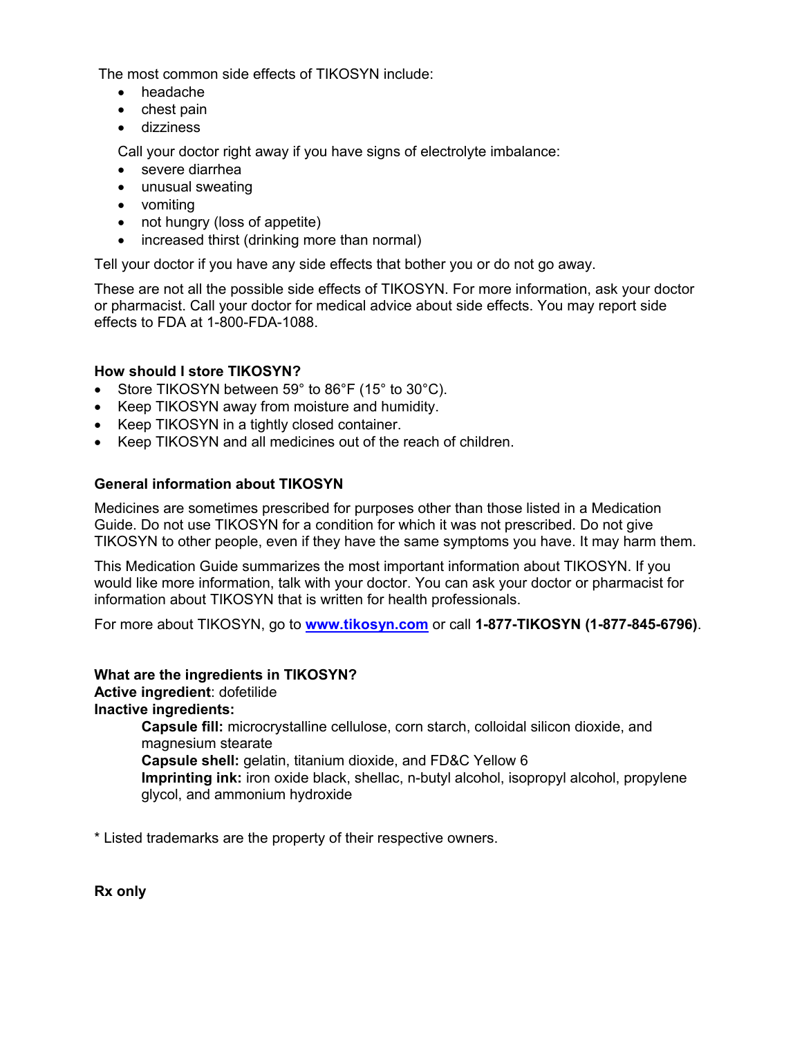The most common side effects of TIKOSYN include:

- headache
- chest pain
- dizziness

Call your doctor right away if you have signs of electrolyte imbalance:

- severe diarrhea
- unusual sweating
- vomiting
- not hungry (loss of appetite)
- increased thirst (drinking more than normal)

Tell your doctor if you have any side effects that bother you or do not go away.

These are not all the possible side effects of TIKOSYN. For more information, ask your doctor or pharmacist. Call your doctor for medical advice about side effects. You may report side effects to FDA at 1-800-FDA-1088.

**How should I store TIKOSYN?**

- Store TIKOSYN between 59° to 86°F (15° to 30°C).
- Keep TIKOSYN away from moisture and humidity.
- Keep TIKOSYN in a tightly closed container.
- Keep TIKOSYN and all medicines out of the reach of children.

**General information about TIKOSYN**

Medicines are sometimes prescribed for purposes other than those listed in a Medication Guide. Do not use TIKOSYN for a condition for which it was not prescribed. Do not give TIKOSYN to other people, even if they have the same symptoms you have. It may harm them.

This Medication Guide summarizes the most important information about TIKOSYN. If you would like more information, talk with your doctor. You can ask your doctor or pharmacist for information about TIKOSYN that is written for health professionals.

For more about TIKOSYN, go to **www.tikosyn.com** or call **1-877-TIKOSYN (1-877-845-6796)**.

**What are the ingredients in TIKOSYN?**
**Active ingredient**: dofetilide
**Inactive ingredients:**

**Capsule fill:** microcrystalline cellulose, corn starch, colloidal silicon dioxide, and magnesium stearate
**Capsule shell:** gelatin, titanium dioxide, and FD&C Yellow 6
**Imprinting ink:** iron oxide black, shellac, n-butyl alcohol, isopropyl alcohol, propylene glycol, and ammonium hydroxide

* Listed trademarks are the property of their respective owners.

**Rx only**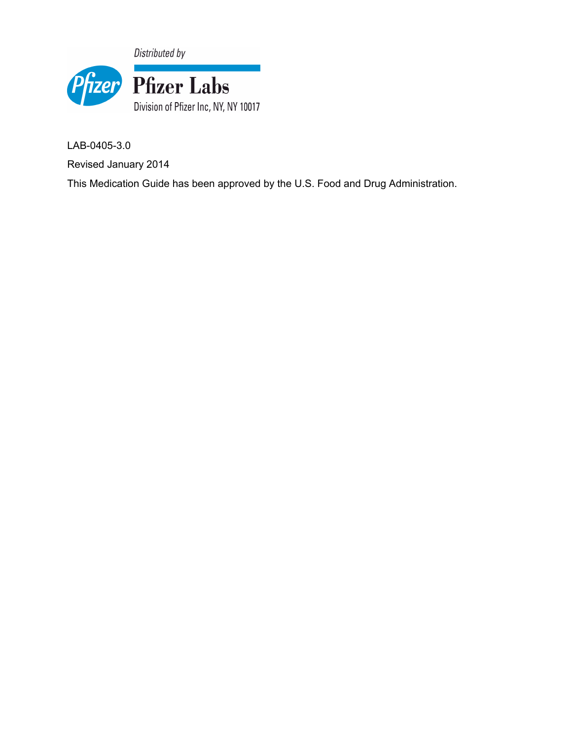Distributed by

Pfizer

**Pfizer Labs**

Division of Pfizer Inc, NY, NY 10017

LAB-0405-3.0

Revised January 2014

This Medication Guide has been approved by the U.S. Food and Drug Administration.